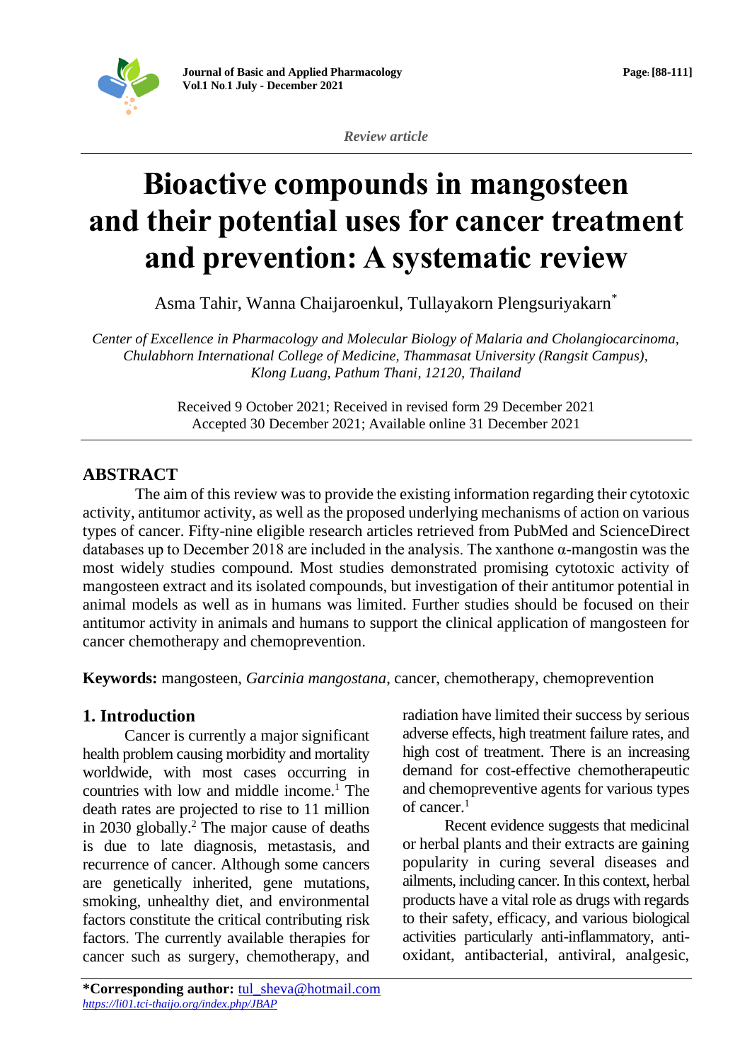*Review article*

# Bioactive compounds in mangosteen and their potential uses for cancer treatment and prevention: A systematic review

Asma Tahir, Wanna Chaijaroenkul, Tullayakorn Plengsuriyakarn*

*Center of Excellence in Pharmacology and Molecular Biology of Malaria and Cholangiocarcinoma, Chulabhorn International College of Medicine, Thammasat University (Rangsit Campus), Klong Luang, Pathum Thani, 12120, Thailand*

Received 9 October 2021; Received in revised form 29 December 2021
Accepted 30 December 2021; Available online 31 December 2021

## ABSTRACT

The aim of this review was to provide the existing information regarding their cytotoxic activity, antitumor activity, as well as the proposed underlying mechanisms of action on various types of cancer. Fifty-nine eligible research articles retrieved from PubMed and ScienceDirect databases up to December 2018 are included in the analysis. The xanthone α-mangostin was the most widely studies compound. Most studies demonstrated promising cytotoxic activity of mangosteen extract and its isolated compounds, but investigation of their antitumor potential in animal models as well as in humans was limited. Further studies should be focused on their antitumor activity in animals and humans to support the clinical application of mangosteen for cancer chemotherapy and chemoprevention.

**Keywords:** mangosteen, *Garcinia mangostana*, cancer, chemotherapy, chemoprevention

## 1. Introduction

Cancer is currently a major significant health problem causing morbidity and mortality worldwide, with most cases occurring in countries with low and middle income.[1] The death rates are projected to rise to 11 million in 2030 globally.[2] The major cause of deaths is due to late diagnosis, metastasis, and recurrence of cancer. Although some cancers are genetically inherited, gene mutations, smoking, unhealthy diet, and environmental factors constitute the critical contributing risk factors. The currently available therapies for cancer such as surgery, chemotherapy, and radiation have limited their success by serious adverse effects, high treatment failure rates, and high cost of treatment. There is an increasing demand for cost-effective chemotherapeutic and chemopreventive agents for various types of cancer.[1]

Recent evidence suggests that medicinal or herbal plants and their extracts are gaining popularity in curing several diseases and ailments, including cancer. In this context, herbal products have a vital role as drugs with regards to their safety, efficacy, and various biological activities particularly anti-inflammatory, anti-oxidant, antibacterial, antiviral, analgesic,

**\*Corresponding author:** tul_sheva@hotmail.com
*https://li01.tci-thaijo.org/index.php/JBAP*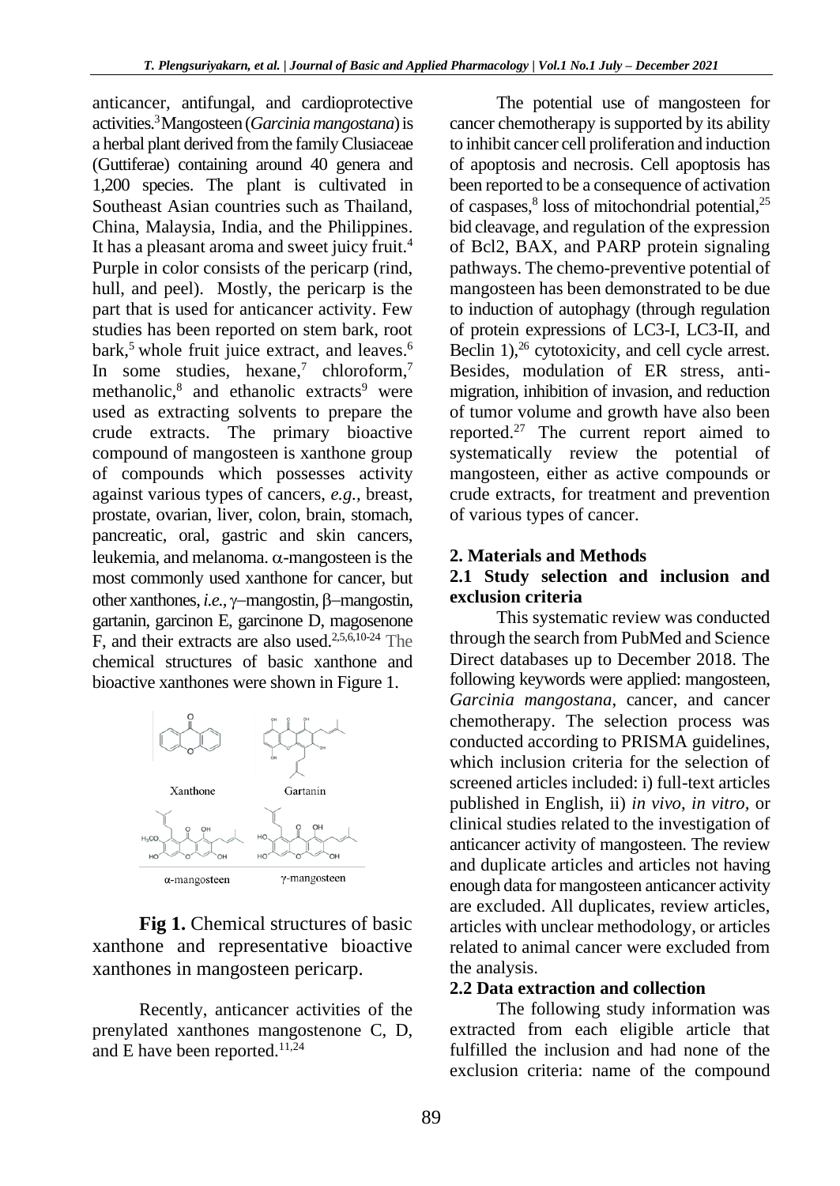anticancer, antifungal, and cardioprotective activities.[3] Mangosteen (*Garcinia mangostana*) is a herbal plant derived from the family Clusiaceae (Guttiferae) containing around 40 genera and 1,200 species. The plant is cultivated in Southeast Asian countries such as Thailand, China, Malaysia, India, and the Philippines. It has a pleasant aroma and sweet juicy fruit.[4] Purple in color consists of the pericarp (rind, hull, and peel). Mostly, the pericarp is the part that is used for anticancer activity. Few studies has been reported on stem bark, root bark,[5] whole fruit juice extract, and leaves.[6] In some studies, hexane,[7] chloroform,[7] methanolic,[8] and ethanolic extracts[9] were used as extracting solvents to prepare the crude extracts. The primary bioactive compound of mangosteen is xanthone group of compounds which possesses activity against various types of cancers, *e.g.*, breast, prostate, ovarian, liver, colon, brain, stomach, pancreatic, oral, gastric and skin cancers, leukemia, and melanoma. α-mangosteen is the most commonly used xanthone for cancer, but other xanthones, *i.e.*, γ–mangostin, β–mangostin, gartanin, garcinon E, garcinone D, magosenone F, and their extracts are also used.[2,5,6,10-24] The chemical structures of basic xanthone and bioactive xanthones were shown in Figure 1.

Xanthone Gartanin

α-mangosteen γ-mangosteen

**Fig 1.** Chemical structures of basic xanthone and representative bioactive xanthones in mangosteen pericarp.

Recently, anticancer activities of the prenylated xanthones mangostenone C, D, and E have been reported.[11,24]

The potential use of mangosteen for cancer chemotherapy is supported by its ability to inhibit cancer cell proliferation and induction of apoptosis and necrosis. Cell apoptosis has been reported to be a consequence of activation of caspases,[8] loss of mitochondrial potential,[25] bid cleavage, and regulation of the expression of Bcl2, BAX, and PARP protein signaling pathways. The chemo-preventive potential of mangosteen has been demonstrated to be due to induction of autophagy (through regulation of protein expressions of LC3-I, LC3-II, and Beclin 1),[26] cytotoxicity, and cell cycle arrest. Besides, modulation of ER stress, anti-migration, inhibition of invasion, and reduction of tumor volume and growth have also been reported.[27] The current report aimed to systematically review the potential of mangosteen, either as active compounds or crude extracts, for treatment and prevention of various types of cancer.

## 2. Materials and Methods

### 2.1 Study selection and inclusion and exclusion criteria

This systematic review was conducted through the search from PubMed and Science Direct databases up to December 2018. The following keywords were applied: mangosteen, *Garcinia mangostana*, cancer, and cancer chemotherapy. The selection process was conducted according to PRISMA guidelines, which inclusion criteria for the selection of screened articles included: i) full-text articles published in English, ii) *in vivo*, *in vitro*, or clinical studies related to the investigation of anticancer activity of mangosteen. The review and duplicate articles and articles not having enough data for mangosteen anticancer activity are excluded. All duplicates, review articles, articles with unclear methodology, or articles related to animal cancer were excluded from the analysis.

### 2.2 Data extraction and collection

The following study information was extracted from each eligible article that fulfilled the inclusion and had none of the exclusion criteria: name of the compound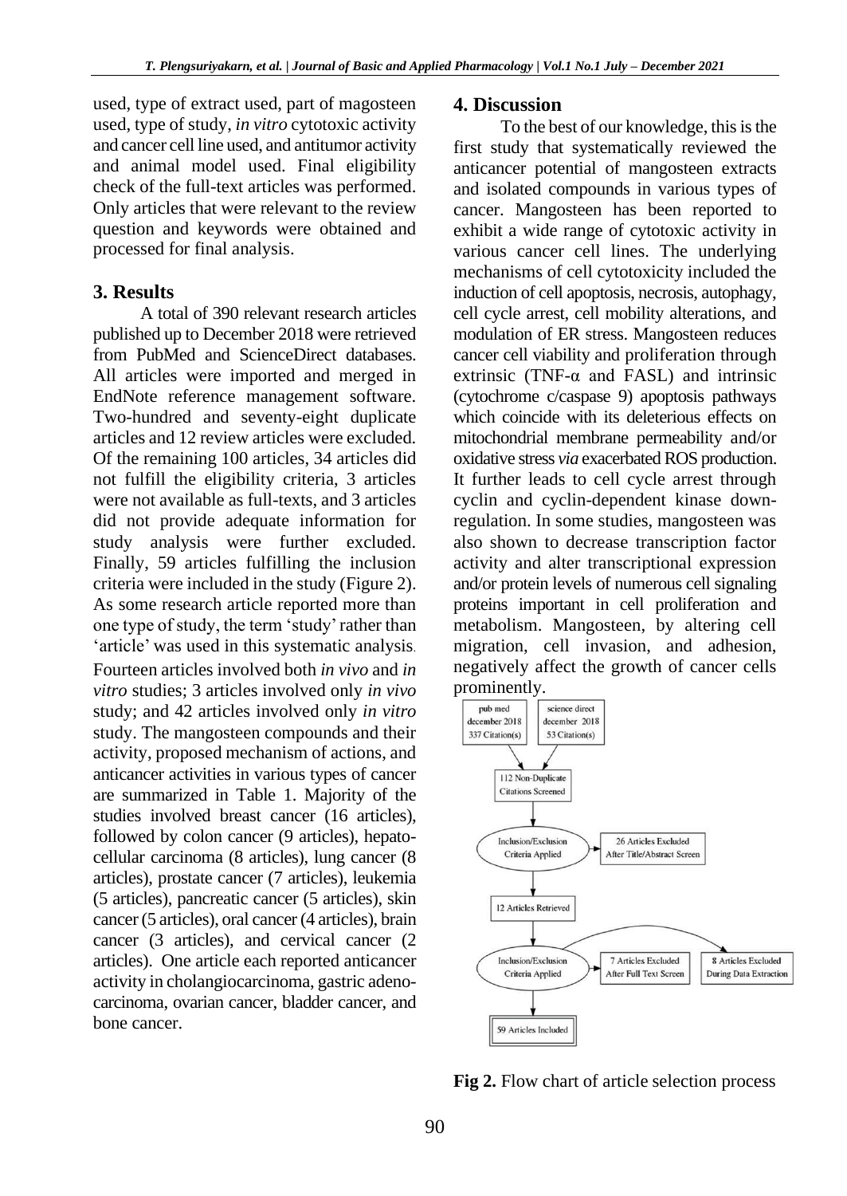used, type of extract used, part of magosteen used, type of study, *in vitro* cytotoxic activity and cancer cell line used, and antitumor activity and animal model used. Final eligibility check of the full-text articles was performed. Only articles that were relevant to the review question and keywords were obtained and processed for final analysis.

## 3. Results

A total of 390 relevant research articles published up to December 2018 were retrieved from PubMed and ScienceDirect databases. All articles were imported and merged in EndNote reference management software. Two-hundred and seventy-eight duplicate articles and 12 review articles were excluded. Of the remaining 100 articles, 34 articles did not fulfill the eligibility criteria, 3 articles were not available as full-texts, and 3 articles did not provide adequate information for study analysis were further excluded. Finally, 59 articles fulfilling the inclusion criteria were included in the study (Figure 2). As some research article reported more than one type of study, the term 'study' rather than 'article' was used in this systematic analysis. Fourteen articles involved both *in vivo* and *in vitro* studies; 3 articles involved only *in vivo* study; and 42 articles involved only *in vitro* study. The mangosteen compounds and their activity, proposed mechanism of actions, and anticancer activities in various types of cancer are summarized in Table 1. Majority of the studies involved breast cancer (16 articles), followed by colon cancer (9 articles), hepato-cellular carcinoma (8 articles), lung cancer (8 articles), prostate cancer (7 articles), leukemia (5 articles), pancreatic cancer (5 articles), skin cancer (5 articles), oral cancer (4 articles), brain cancer (3 articles), and cervical cancer (2 articles). One article each reported anticancer activity in cholangiocarcinoma, gastric adeno-carcinoma, ovarian cancer, bladder cancer, and bone cancer.

## 4. Discussion

To the best of our knowledge, this is the first study that systematically reviewed the anticancer potential of mangosteen extracts and isolated compounds in various types of cancer. Mangosteen has been reported to exhibit a wide range of cytotoxic activity in various cancer cell lines. The underlying mechanisms of cell cytotoxicity included the induction of cell apoptosis, necrosis, autophagy, cell cycle arrest, cell mobility alterations, and modulation of ER stress. Mangosteen reduces cancer cell viability and proliferation through extrinsic (TNF-α and FASL) and intrinsic (cytochrome c/caspase 9) apoptosis pathways which coincide with its deleterious effects on mitochondrial membrane permeability and/or oxidative stress *via* exacerbated ROS production. It further leads to cell cycle arrest through cyclin and cyclin-dependent kinase down-regulation. In some studies, mangosteen was also shown to decrease transcription factor activity and alter transcriptional expression and/or protein levels of numerous cell signaling proteins important in cell proliferation and metabolism. Mangosteen, by altering cell migration, cell invasion, and adhesion, negatively affect the growth of cancer cells prominently.

pub med december 2018 337 Citation(s) | science direct december 2018 53 Citation(s)

112 Non-Duplicate Citations Screened

Inclusion/Exclusion Criteria Applied → 26 Articles Excluded After Title/Abstract Screen

12 Articles Retrieved

Inclusion/Exclusion Criteria Applied → 7 Articles Excluded After Full Text Screen; 8 Articles Excluded During Data Extraction

59 Articles Included

**Fig 2.** Flow chart of article selection process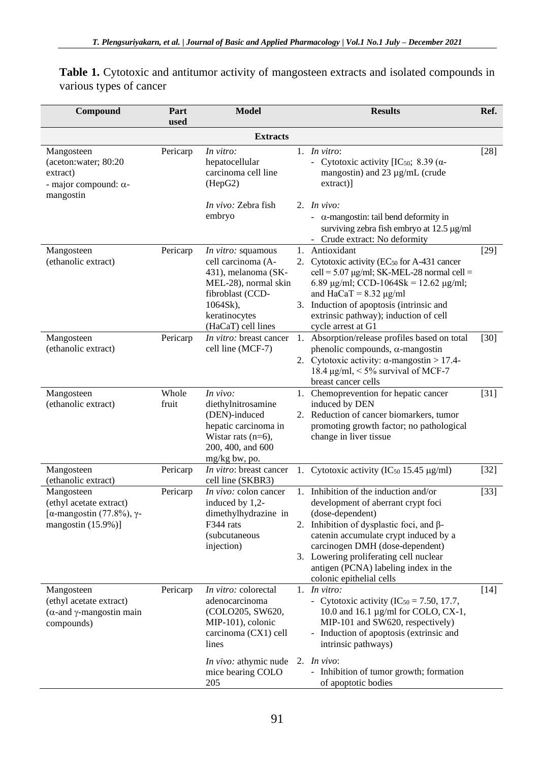**Table 1.** Cytotoxic and antitumor activity of mangosteen extracts and isolated compounds in various types of cancer

| Compound | Part used | Model | Results | Ref. |
|---|---|---|---|---|
| **Extracts** | | | | |
| Mangosteen (aceton:water; 80:20 extract)<br>- major compound: α-mangostin | Pericarp | *In vitro:* hepatocellular carcinoma cell line (HepG2)<br><br>*In vivo:* Zebra fish embryo | 1. *In vitro*:<br>- Cytotoxic activity [$IC_{50}$; 8.39 (α-mangostin) and 23 µg/mL (crude extract)]<br>2. *In vivo:*<br>- α-mangostin: tail bend deformity in surviving zebra fish embryo at 12.5 µg/ml<br>- Crude extract: No deformity | [28] |
| Mangosteen (ethanolic extract) | Pericarp | *In vitro:* squamous cell carcinoma (A-431), melanoma (SK-MEL-28), normal skin fibroblast (CCD-1064Sk), keratinocytes (HaCaT) cell lines | 1. Antioxidant<br>2. Cytotoxic activity ($EC_{50}$ for A-431 cancer cell = 5.07 µg/ml; SK-MEL-28 normal cell = 6.89 µg/ml; CCD-1064Sk = 12.62 µg/ml; and HaCaT = 8.32 µg/ml<br>3. Induction of apoptosis (intrinsic and extrinsic pathway); induction of cell cycle arrest at G1 | [29] |
| Mangosteen (ethanolic extract) | Pericarp | *In vitro:* breast cancer cell line (MCF-7) | 1. Absorption/release profiles based on total phenolic compounds, α-mangostin<br>2. Cytotoxic activity: α-mangostin > 17.4-18.4 µg/ml, < 5% survival of MCF-7 breast cancer cells | [30] |
| Mangosteen (ethanolic extract) | Whole fruit | *In vivo:* diethylnitrosamine (DEN)-induced hepatic carcinoma in Wistar rats (n=6), 200, 400, and 600 mg/kg bw, po. | 1. Chemoprevention for hepatic cancer induced by DEN<br>2. Reduction of cancer biomarkers, tumor promoting growth factor; no pathological change in liver tissue | [31] |
| Mangosteen (ethanolic extract) | Pericarp | *In vitro*: breast cancer cell line (SKBR3) | 1. Cytotoxic activity ($IC_{50}$ 15.45 µg/ml) | [32] |
| Mangosteen (ethyl acetate extract) [α-mangostin (77.8%), γ-mangostin (15.9%)] | Pericarp | *In vivo:* colon cancer induced by 1,2-dimethylhydrazine in F344 rats (subcutaneous injection) | 1. Inhibition of the induction and/or development of aberrant crypt foci (dose-dependent)<br>2. Inhibition of dysplastic foci, and β-catenin accumulate crypt induced by a carcinogen DMH (dose-dependent)<br>3. Lowering proliferating cell nuclear antigen (PCNA) labeling index in the colonic epithelial cells | [33] |
| Mangosteen (ethyl acetate extract) (α-and γ-mangostin main compounds) | Pericarp | *In vitro:* colorectal adenocarcinoma (COLO205, SW620, MIP-101), colonic carcinoma (CX1) cell lines<br><br>*In vivo:* athymic nude mice bearing COLO 205 | 1. *In vitro:*<br>- Cytotoxic activity ($IC_{50}$ = 7.50, 17.7, 10.0 and 16.1 µg/ml for COLO, CX-1, MIP-101 and SW620, respectively)<br>- Induction of apoptosis (extrinsic and intrinsic pathways)<br>2. *In vivo*:<br>- Inhibition of tumor growth; formation of apoptotic bodies | [14] |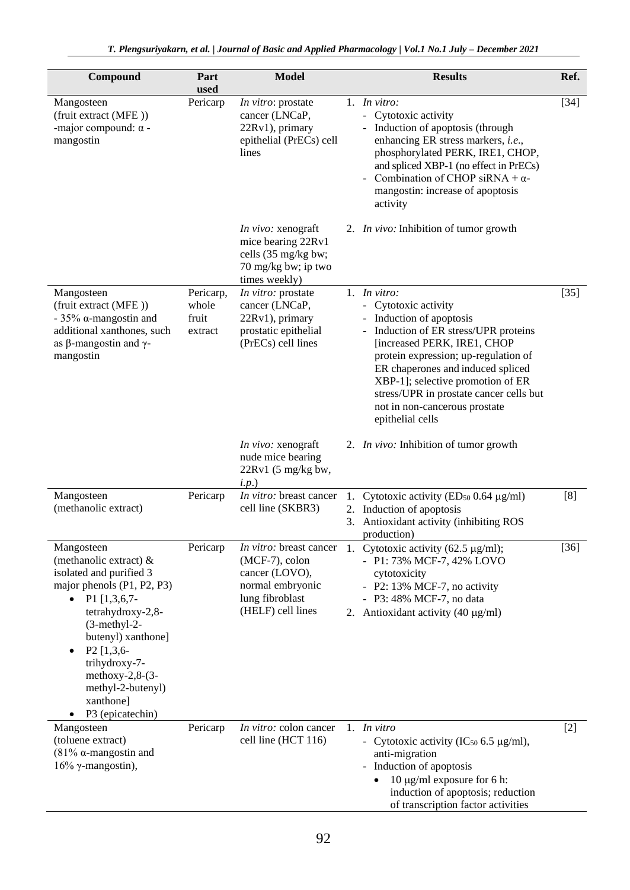| Compound | Part used | Model | Results | Ref. |
|---|---|---|---|---|
| Mangosteen (fruit extract (MFE )) -major compound: α - mangostin | Pericarp | *In vitro*: prostate cancer (LNCaP, 22Rv1), primary epithelial (PrECs) cell lines | 1. *In vitro:* - Cytotoxic activity - Induction of apoptosis (through enhancing ER stress markers, *i.e.*, phosphorylated PERK, IRE1, CHOP, and spliced XBP-1 (no effect in PrECs) - Combination of CHOP siRNA + α-mangostin: increase of apoptosis activity | [34] |
| | | *In vivo:* xenograft mice bearing 22Rv1 cells (35 mg/kg bw; 70 mg/kg bw; ip two times weekly) | 2. *In vivo:* Inhibition of tumor growth | |
| Mangosteen (fruit extract (MFE )) - 35% α-mangostin and additional xanthones, such as β-mangostin and γ-mangostin | Pericarp, whole fruit extract | *In vitro:* prostate cancer (LNCaP, 22Rv1), primary prostatic epithelial (PrECs) cell lines | 1. *In vitro:* - Cytotoxic activity - Induction of apoptosis - Induction of ER stress/UPR proteins [increased PERK, IRE1, CHOP protein expression; up-regulation of ER chaperones and induced spliced XBP-1]; selective promotion of ER stress/UPR in prostate cancer cells but not in non-cancerous prostate epithelial cells | [35] |
| | | *In vivo:* xenograft nude mice bearing 22Rv1 (5 mg/kg bw, *i.p.*) | 2. *In vivo:* Inhibition of tumor growth | |
| Mangosteen (methanolic extract) | Pericarp | *In vitro:* breast cancer cell line (SKBR3) | 1. Cytotoxic activity ($ED_{50}$ 0.64 μg/ml) 2. Induction of apoptosis 3. Antioxidant activity (inhibiting ROS production) | [8] |
| Mangosteen (methanolic extract) & isolated and purified 3 major phenols (P1, P2, P3) • P1 [1,3,6,7-tetrahydroxy-2,8-(3-methyl-2-butenyl) xanthone] • P2 [1,3,6-trihydroxy-7-methoxy-2,8-(3-methyl-2-butenyl) xanthone] • P3 (epicatechin) | Pericarp | *In vitro:* breast cancer (MCF-7), colon cancer (LOVO), normal embryonic lung fibroblast (HELF) cell lines | 1. Cytotoxic activity (62.5 μg/ml); - P1: 73% MCF-7, 42% LOVO cytotoxicity - P2: 13% MCF-7, no activity - P3: 48% MCF-7, no data 2. Antioxidant activity (40 μg/ml) | [36] |
| Mangosteen (toluene extract) (81% α-mangostin and 16% γ-mangostin), | Pericarp | *In vitro:* colon cancer cell line (HCT 116) | 1. *In vitro* - Cytotoxic activity ($IC_{50}$ 6.5 μg/ml), anti-migration - Induction of apoptosis • 10 μg/ml exposure for 6 h: induction of apoptosis; reduction of transcription factor activities | [2] |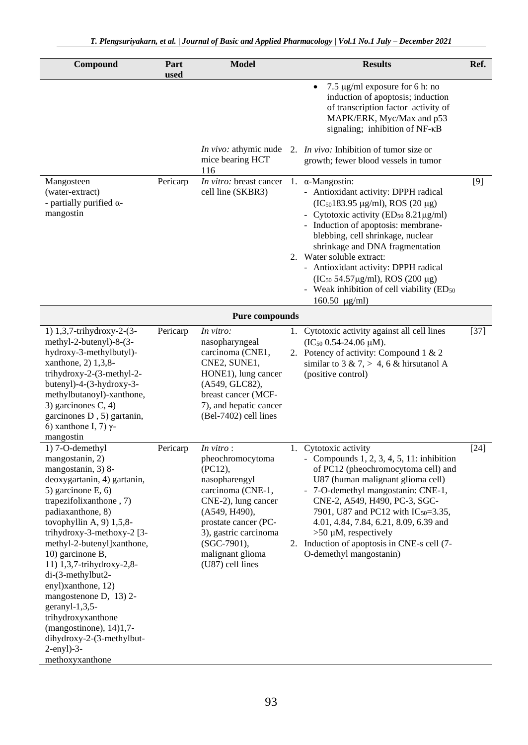| Compound | Part used | Model | Results | Ref. |
|---|---|---|---|---|
| | | | • 7.5 μg/ml exposure for 6 h: no induction of apoptosis; induction of transcription factor activity of MAPK/ERK, Myc/Max and p53 signaling; inhibition of NF-κB | |
| | | *In vivo:* athymic nude mice bearing HCT 116 | 2. *In vivo:* Inhibition of tumor size or growth; fewer blood vessels in tumor | |
| Mangosteen (water-extract) - partially purified α-mangostin | Pericarp | *In vitro:* breast cancer cell line (SKBR3) | 1. α-Mangostin: - Antioxidant activity: DPPH radical ($IC_{50}$183.95 μg/ml), ROS (20 μg) - Cytotoxic activity ($ED_{50}$ 8.21μg/ml) - Induction of apoptosis: membrane-blebbing, cell shrinkage, nuclear shrinkage and DNA fragmentation 2. Water soluble extract: - Antioxidant activity: DPPH radical ($IC_{50}$ 54.57μg/ml), ROS (200 μg) - Weak inhibition of cell viability ($ED_{50}$ 160.50 μg/ml) | [9] |
| | | **Pure compounds** | | |
| 1) 1,3,7-trihydroxy-2-(3-methyl-2-butenyl)-8-(3-hydroxy-3-methylbutyl)-xanthone, 2) 1,3,8-trihydroxy-2-(3-methyl-2-butenyl)-4-(3-hydroxy-3-methylbutanoyl)-xanthone, 3) garcinones C, 4) garcinones D , 5) gartanin, 6) xanthone I, 7) γ-mangostin | Pericarp | *In vitro:* nasopharyngeal carcinoma (CNE1, CNE2, SUNE1, HONE1), lung cancer (A549, GLC82), breast cancer (MCF-7), and hepatic cancer (Bel-7402) cell lines | 1. Cytotoxic activity against all cell lines ($IC_{50}$ 0.54-24.06 μM). 2. Potency of activity: Compound 1 & 2 similar to 3 & 7, > 4, 6 & hirsutanol A (positive control) | [37] |
| 1) 7-O-demethyl mangostanin, 2) mangostanin, 3) 8-deoxygartanin, 4) gartanin, 5) garcinone E, 6) trapezifolixanthone , 7) padiaxanthone, 8) tovophyllin A, 9) 1,5,8-trihydroxy-3-methoxy-2 [3-methyl-2-butenyl]xanthone, 10) garcinone B, 11) 1,3,7-trihydroxy-2,8-di-(3-methylbut2-enyl)xanthone, 12) mangostenone D, 13) 2-geranyl-1,3,5-trihydroxyxanthone (mangostinone), 14)1,7-dihydroxy-2-(3-methylbut-2-enyl)-3-methoxyxanthone | Pericarp | *In vitro* : pheochromocytoma (PC12), nasopharengyl carcinoma (CNE-1, CNE-2), lung cancer (A549, H490), prostate cancer (PC-3), gastric carcinoma (SGC-7901), malignant glioma (U87) cell lines | 1. Cytotoxic activity - Compounds 1, 2, 3, 4, 5, 11: inhibition of PC12 (pheochromocytoma cell) and U87 (human malignant glioma cell) - 7-O-demethyl mangostanin: CNE-1, CNE-2, A549, H490, PC-3, SGC-7901, U87 and PC12 with $IC_{50}$=3.35, 4.01, 4.84, 7.84, 6.21, 8.09, 6.39 and >50 μM, respectively 2. Induction of apoptosis in CNE-s cell (7-O-demethyl mangostanin) | [24] |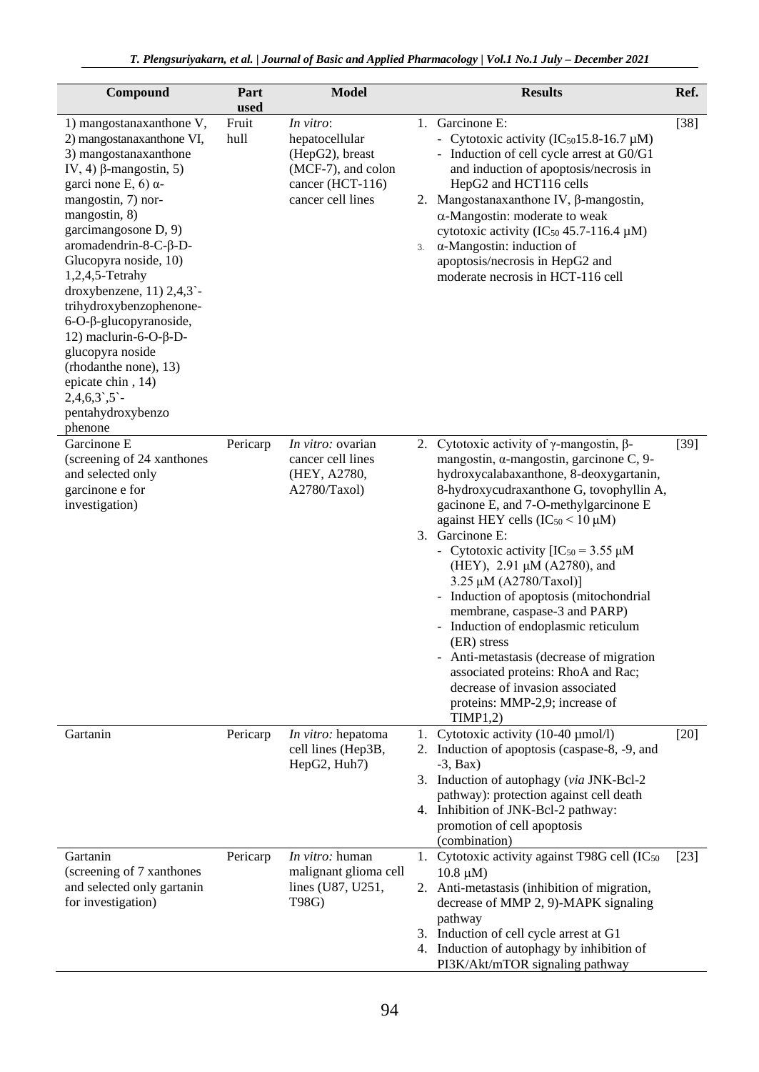| Compound | Part used | Model | Results | Ref. |
|---|---|---|---|---|
| 1) mangostanaxanthone V, 2) mangostanaxanthone VI, 3) mangostanaxanthone IV, 4) β-mangostin, 5) garci none E, 6) α-mangostin, 7) nor-mangostin, 8) garcimangosone D, 9) aromadendrin-8-C-β-D-Glucopyra noside, 10) 1,2,4,5-Tetrahy droxybenzene, 11) 2,4,3`-trihydroxybenzophenone-6-O-β-glucopyranoside, 12) maclurin-6-O-β-D-glucopyra noside (rhodanthe none), 13) epicate chin , 14) 2,4,6,3`,5`-pentahydroxybenzo phenone | Fruit hull | *In vitro*: hepatocellular (HepG2), breast (MCF-7), and colon cancer (HCT-116) cancer cell lines | 1. Garcinone E:<br>- Cytotoxic activity ($IC_{50}$15.8-16.7 μM)<br>- Induction of cell cycle arrest at G0/G1 and induction of apoptosis/necrosis in HepG2 and HCT116 cells<br>2. Mangostanaxanthone IV, β-mangostin, α-Mangostin: moderate to weak cytotoxic activity ($IC_{50}$ 45.7-116.4 μM)<br>3. α-Mangostin: induction of apoptosis/necrosis in HepG2 and moderate necrosis in HCT-116 cell | [38] |
| Garcinone E (screening of 24 xanthones and selected only garcinone e for investigation) | Pericarp | *In vitro:* ovarian cancer cell lines (HEY, A2780, A2780/Taxol) | 2. Cytotoxic activity of γ-mangostin, β-mangostin, α-mangostin, garcinone C, 9-hydroxycalabaxanthone, 8-deoxygartanin, 8-hydroxycudraxanthone G, tovophyllin A, gacinone E, and 7-O-methylgarcinone E against HEY cells ($IC_{50}$ < 10 μM)<br>3. Garcinone E:<br>- Cytotoxic activity [$IC_{50}$ = 3.55 μM (HEY), 2.91 μM (A2780), and 3.25 μM (A2780/Taxol)]<br>- Induction of apoptosis (mitochondrial membrane, caspase-3 and PARP)<br>- Induction of endoplasmic reticulum (ER) stress<br>- Anti-metastasis (decrease of migration associated proteins: RhoA and Rac; decrease of invasion associated proteins: MMP-2,9; increase of TIMP1,2) | [39] |
| Gartanin | Pericarp | *In vitro:* hepatoma cell lines (Hep3B, HepG2, Huh7) | 1. Cytotoxic activity (10-40 μmol/l)<br>2. Induction of apoptosis (caspase-8, -9, and -3, Bax)<br>3. Induction of autophagy (*via* JNK-Bcl-2 pathway): protection against cell death<br>4. Inhibition of JNK-Bcl-2 pathway: promotion of cell apoptosis (combination) | [20] |
| Gartanin (screening of 7 xanthones and selected only gartanin for investigation) | Pericarp | *In vitro:* human malignant glioma cell lines (U87, U251, T98G) | 1. Cytotoxic activity against T98G cell ($IC_{50}$ 10.8 μM)<br>2. Anti-metastasis (inhibition of migration, decrease of MMP 2, 9)-MAPK signaling pathway<br>3. Induction of cell cycle arrest at G1<br>4. Induction of autophagy by inhibition of PI3K/Akt/mTOR signaling pathway | [23] |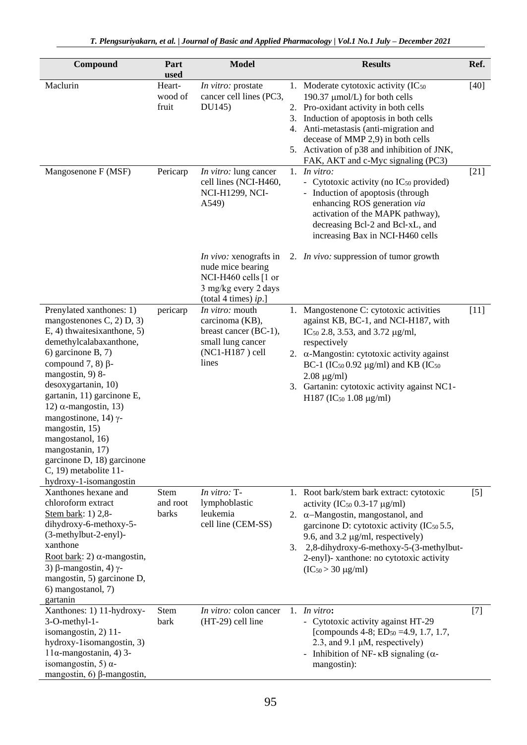| Compound | Part used | Model | Results | Ref. |
|---|---|---|---|---|
| Maclurin | Heart-wood of fruit | *In vitro:* prostate cancer cell lines (PC3, DU145) | 1. Moderate cytotoxic activity ($IC_{50}$ 190.37 μmol/L) for both cells<br>2. Pro-oxidant activity in both cells<br>3. Induction of apoptosis in both cells<br>4. Anti-metastasis (anti-migration and decease of MMP 2,9) in both cells<br>5. Activation of p38 and inhibition of JNK, FAK, AKT and c-Myc signaling (PC3) | [40] |
| Mangosenone F (MSF) | Pericarp | *In vitro:* lung cancer cell lines (NCI-H460, NCI-H1299, NCI-A549)<br><br>*In vivo:* xenografts in nude mice bearing NCI-H460 cells [1 or 3 mg/kg every 2 days (total 4 times) *ip*.] | 1. *In vitro:*<br>- Cytotoxic activity (no $IC_{50}$ provided)<br>- Induction of apoptosis (through enhancing ROS generation *via* activation of the MAPK pathway), decreasing Bcl-2 and Bcl-xL, and increasing Bax in NCI-H460 cells<br><br>2. *In vivo:* suppression of tumor growth | [21] |
| Prenylated xanthones: 1) mangostenones C, 2) D, 3) E, 4) thwaitesixanthone, 5) demethylcalabaxanthone, 6) garcinone B, 7) compound 7, 8) β-mangostin, 9) 8-desoxygartanin, 10) gartanin, 11) garcinone E, 12) α-mangostin, 13) mangostinone, 14) γ-mangostin, 15) mangostanol, 16) mangostanin, 17) garcinone D, 18) garcinone C, 19) metabolite 11-hydroxy-1-isomangostin | pericarp | *In vitro:* mouth carcinoma (KB), breast cancer (BC-1), small lung cancer (NC1-H187 ) cell lines | 1. Mangostenone C: cytotoxic activities against KB, BC-1, and NCI-H187, with $IC_{50}$ 2.8, 3.53, and 3.72 μg/ml, respectively<br>2. α-Mangostin: cytotoxic activity against BC-1 ($IC_{50}$ 0.92 μg/ml) and KB ($IC_{50}$ 2.08 μg/ml)<br>3. Gartanin: cytotoxic activity against NC1-H187 ($IC_{50}$ 1.08 μg/ml) | [11] |
| Xanthones hexane and chloroform extract<br>Stem bark: 1) 2,8-dihydroxy-6-methoxy-5-(3-methylbut-2-enyl)-xanthone<br>Root bark: 2) α-mangostin, 3) β-mangostin, 4) γ-mangostin, 5) garcinone D, 6) mangostanol, 7) gartanin | Stem and root barks | *In vitro:* T-lymphoblastic leukemia cell line (CEM-SS) | 1. Root bark/stem bark extract: cytotoxic activity ($IC_{50}$ 0.3-17 μg/ml)<br>2. α–Mangostin, mangostanol, and garcinone D: cytotoxic activity ($IC_{50}$ 5.5, 9.6, and 3.2 μg/ml, respectively)<br>3. 2,8-dihydroxy-6-methoxy-5-(3-methylbut-2-enyl)- xanthone: no cytotoxic activity ($IC_{50}$ > 30 μg/ml) | [5] |
| Xanthones: 1) 11-hydroxy-3-O-methyl-1-isomangostin, 2) 11-hydroxy-1isomangostin, 3) 11α-mangostanin, 4) 3-isomangostin, 5) α-mangostin, 6) β-mangostin, | Stem bark | *In vitro:* colon cancer (HT-29) cell line | 1. *In vitro***:**<br>- Cytotoxic activity against HT-29 [compounds 4-8; $ED_{50}$ =4.9, 1.7, 1.7, 2.3, and 9.1 μM, respectively)<br>- Inhibition of NF- κB signaling (α-mangostin): | [7] |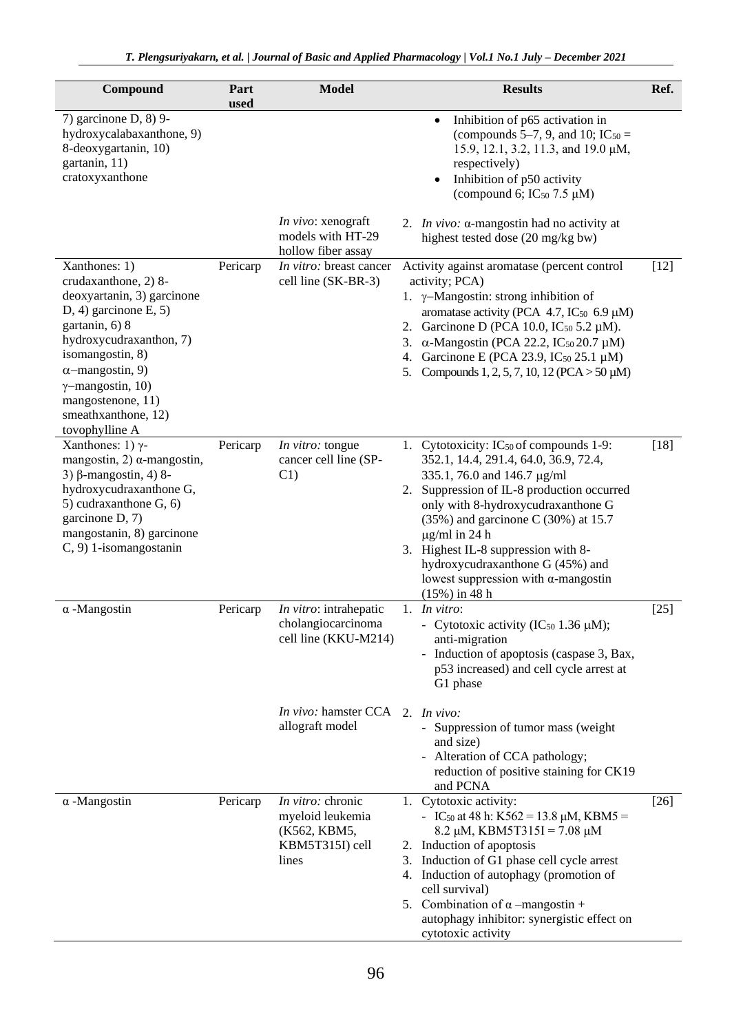| Compound | Part used | Model | Results | Ref. |
|---|---|---|---|---|
| 7) garcinone D, 8) 9-hydroxycalabaxanthone, 9) 8-deoxygartanin, 10) gartanin, 11) cratoxyxanthone | | | • Inhibition of p65 activation in (compounds 5–7, 9, and 10; $IC_{50}$ = 15.9, 12.1, 3.2, 11.3, and 19.0 μM, respectively)<br>• Inhibition of p50 activity (compound 6; $IC_{50}$ 7.5 μM) | |
| | | *In vivo*: xenograft models with HT-29 hollow fiber assay | 2. *In vivo:* α-mangostin had no activity at highest tested dose (20 mg/kg bw) | |
| Xanthones: 1) crudaxanthone, 2) 8-deoxygartanin, 3) garcinone D, 4) garcinone E, 5) gartanin, 6) 8 hydroxycudraxanthon, 7) isomangostin, 8) α–mangostin, 9) γ–mangostin, 10) mangostenone, 11) smeathxanthone, 12) tovophylline A | Pericarp | *In vitro:* breast cancer cell line (SK-BR-3) | Activity against aromatase (percent control activity; PCA)<br>1. γ–Mangostin: strong inhibition of aromatase activity (PCA 4.7, $IC_{50}$ 6.9 μM)<br>2. Garcinone D (PCA 10.0, $IC_{50}$ 5.2 μM).<br>3. α-Mangostin (PCA 22.2, $IC_{50}$ 20.7 μM)<br>4. Garcinone E (PCA 23.9, $IC_{50}$ 25.1 μM)<br>5. Compounds 1, 2, 5, 7, 10, 12 (PCA > 50 μM) | [12] |
| Xanthones: 1) γ-mangostin, 2) α-mangostin, 3) β-mangostin, 4) 8-hydroxycudraxanthone G, 5) cudraxanthone G, 6) garcinone D, 7) mangostanin, 8) garcinone C, 9) 1-isomangostanin | Pericarp | *In vitro:* tongue cancer cell line (SP-C1) | 1. Cytotoxicity: $IC_{50}$ of compounds 1-9: 352.1, 14.4, 291.4, 64.0, 36.9, 72.4, 335.1, 76.0 and 146.7 μg/ml<br>2. Suppression of IL-8 production occurred only with 8-hydroxycudraxanthone G (35%) and garcinone C (30%) at 15.7 μg/ml in 24 h<br>3. Highest IL-8 suppression with 8-hydroxycudraxanthone G (45%) and lowest suppression with α-mangostin (15%) in 48 h | [18] |
| α -Mangostin | Pericarp | *In vitro*: intrahepatic cholangiocarcinoma cell line (KKU-M214) | 1. *In vitro*:<br>- Cytotoxic activity ($IC_{50}$ 1.36 μM); anti-migration<br>- Induction of apoptosis (caspase 3, Bax, p53 increased) and cell cycle arrest at G1 phase | [25] |
| | | *In vivo:* hamster CCA allograft model | 2. *In vivo:*<br>- Suppression of tumor mass (weight and size)<br>- Alteration of CCA pathology; reduction of positive staining for CK19 and PCNA | |
| α -Mangostin | Pericarp | *In vitro:* chronic myeloid leukemia (K562, KBM5, KBM5T315I) cell lines | 1. Cytotoxic activity:<br>- $IC_{50}$ at 48 h: K562 = 13.8 μM, KBM5 = 8.2 μM, KBM5T315I = 7.08 μM<br>2. Induction of apoptosis<br>3. Induction of G1 phase cell cycle arrest<br>4. Induction of autophagy (promotion of cell survival)<br>5. Combination of α –mangostin + autophagy inhibitor: synergistic effect on cytotoxic activity | [26] |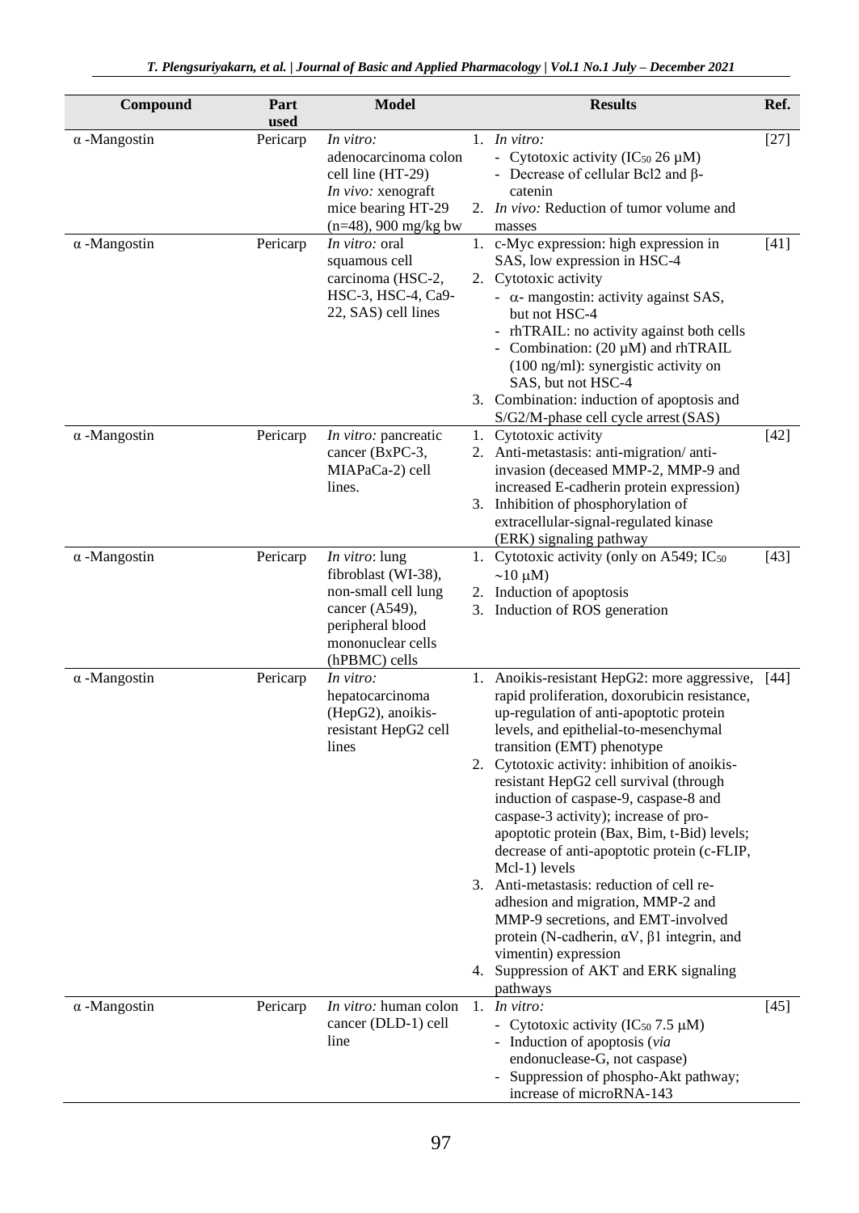| Compound | Part used | Model | Results | Ref. |
|---|---|---|---|---|
| α -Mangostin | Pericarp | *In vitro:* adenocarcinoma colon cell line (HT-29) *In vivo:* xenograft mice bearing HT-29 (n=48), 900 mg/kg bw | 1. *In vitro:* - Cytotoxic activity ($IC_{50}$ 26 µM) - Decrease of cellular Bcl2 and β-catenin 2. *In vivo:* Reduction of tumor volume and masses | [27] |
| α -Mangostin | Pericarp | *In vitro:* oral squamous cell carcinoma (HSC-2, HSC-3, HSC-4, Ca9-22, SAS) cell lines | 1. c-Myc expression: high expression in SAS, low expression in HSC-4 2. Cytotoxic activity - α- mangostin: activity against SAS, but not HSC-4 - rhTRAIL: no activity against both cells - Combination: (20 µM) and rhTRAIL (100 ng/ml): synergistic activity on SAS, but not HSC-4 3. Combination: induction of apoptosis and S/G2/M-phase cell cycle arrest (SAS) | [41] |
| α -Mangostin | Pericarp | *In vitro:* pancreatic cancer (BxPC-3, MIAPaCa-2) cell lines. | 1. Cytotoxic activity 2. Anti-metastasis: anti-migration/ anti-invasion (deceased MMP-2, MMP-9 and increased E-cadherin protein expression) 3. Inhibition of phosphorylation of extracellular-signal-regulated kinase (ERK) signaling pathway | [42] |
| α -Mangostin | Pericarp | *In vitro*: lung fibroblast (WI-38), non-small cell lung cancer (A549), peripheral blood mononuclear cells (hPBMC) cells | 1. Cytotoxic activity (only on A549; $IC_{50}$ ~10 µM) 2. Induction of apoptosis 3. Induction of ROS generation | [43] |
| α -Mangostin | Pericarp | *In vitro:* hepatocarcinoma (HepG2), anoikis-resistant HepG2 cell lines | 1. Anoikis-resistant HepG2: more aggressive, rapid proliferation, doxorubicin resistance, up-regulation of anti-apoptotic protein levels, and epithelial-to-mesenchymal transition (EMT) phenotype 2. Cytotoxic activity: inhibition of anoikis-resistant HepG2 cell survival (through induction of caspase-9, caspase-8 and caspase-3 activity); increase of pro-apoptotic protein (Bax, Bim, t-Bid) levels; decrease of anti-apoptotic protein (c-FLIP, Mcl-1) levels 3. Anti-metastasis: reduction of cell re-adhesion and migration, MMP-2 and MMP-9 secretions, and EMT-involved protein (N-cadherin, αV, β1 integrin, and vimentin) expression 4. Suppression of AKT and ERK signaling pathways | [44] |
| α -Mangostin | Pericarp | *In vitro:* human colon cancer (DLD-1) cell line | 1. *In vitro:* - Cytotoxic activity ($IC_{50}$ 7.5 µM) - Induction of apoptosis (*via* endonuclease-G, not caspase) - Suppression of phospho-Akt pathway; increase of microRNA-143 | [45] |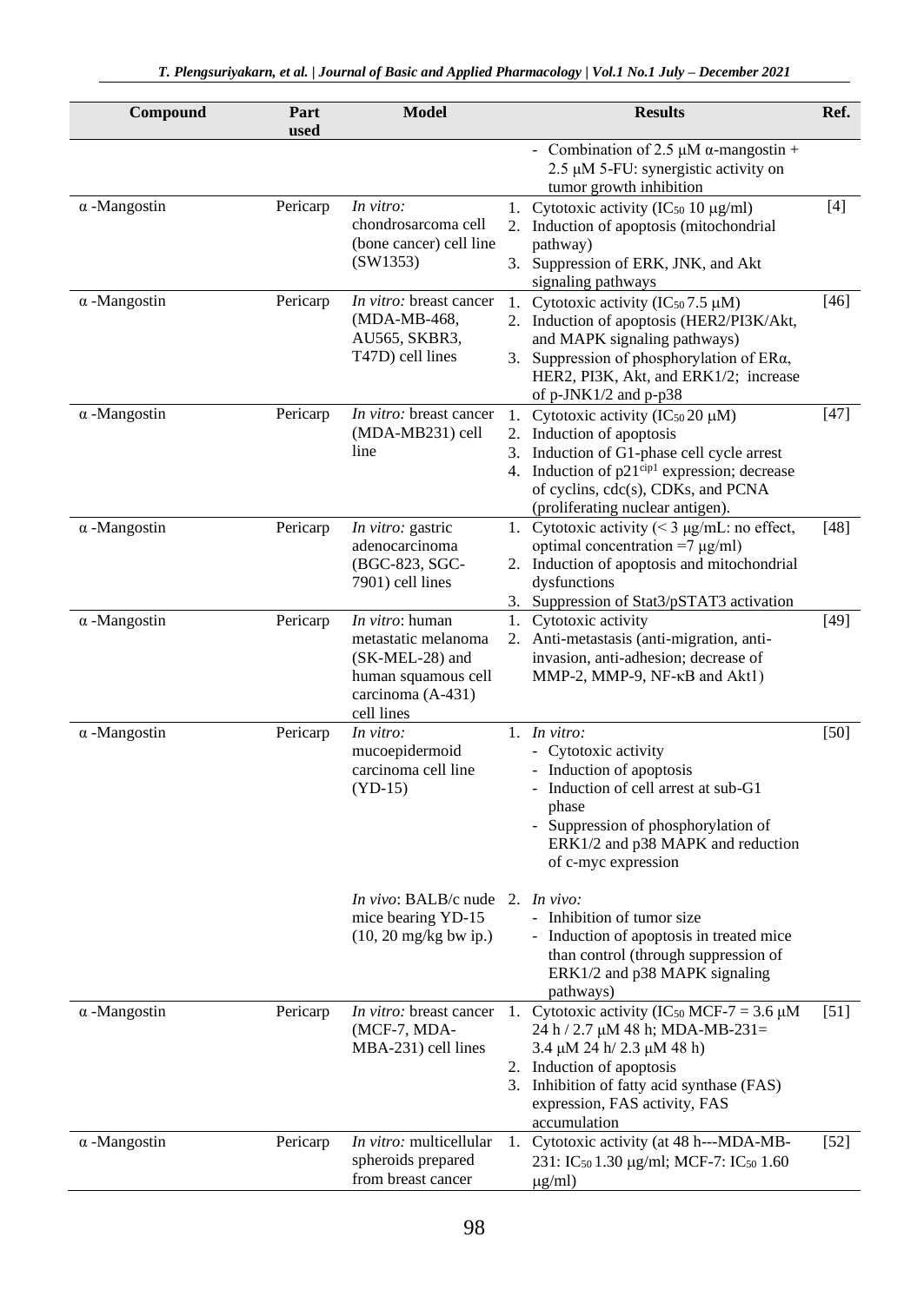| Compound | Part used | Model | Results | Ref. |
|---|---|---|---|---|
| | | | - Combination of 2.5 μM α-mangostin + 2.5 μM 5-FU: synergistic activity on tumor growth inhibition | |
| α -Mangostin | Pericarp | *In vitro:* chondrosarcoma cell (bone cancer) cell line (SW1353) | 1. Cytotoxic activity ($IC_{50}$ 10 μg/ml) 2. Induction of apoptosis (mitochondrial pathway) 3. Suppression of ERK, JNK, and Akt signaling pathways | [4] |
| α -Mangostin | Pericarp | *In vitro:* breast cancer (MDA-MB-468, AU565, SKBR3, T47D) cell lines | 1. Cytotoxic activity ($IC_{50}$ 7.5 μM) 2. Induction of apoptosis (HER2/PI3K/Akt, and MAPK signaling pathways) 3. Suppression of phosphorylation of ERα, HER2, PI3K, Akt, and ERK1/2; increase of p-JNK1/2 and p-p38 | [46] |
| α -Mangostin | Pericarp | *In vitro:* breast cancer (MDA-MB231) cell line | 1. Cytotoxic activity ($IC_{50}$ 20 μM) 2. Induction of apoptosis 3. Induction of G1-phase cell cycle arrest 4. Induction of $p21^{cip1}$ expression; decrease of cyclins, cdc(s), CDKs, and PCNA (proliferating nuclear antigen). | [47] |
| α -Mangostin | Pericarp | *In vitro:* gastric adenocarcinoma (BGC-823, SGC-7901) cell lines | 1. Cytotoxic activity (< 3 μg/mL: no effect, optimal concentration =7 μg/ml) 2. Induction of apoptosis and mitochondrial dysfunctions 3. Suppression of Stat3/pSTAT3 activation | [48] |
| α -Mangostin | Pericarp | *In vitro*: human metastatic melanoma (SK-MEL-28) and human squamous cell carcinoma (A-431) cell lines | 1. Cytotoxic activity 2. Anti-metastasis (anti-migration, anti-invasion, anti-adhesion; decrease of MMP-2, MMP-9, NF-κB and Akt1) | [49] |
| α -Mangostin | Pericarp | *In vitro:* mucoepidermoid carcinoma cell line (YD-15) | 1. *In vitro:* - Cytotoxic activity - Induction of apoptosis - Induction of cell arrest at sub-G1 phase - Suppression of phosphorylation of ERK1/2 and p38 MAPK and reduction of c-myc expression | [50] |
| | | *In vivo*: BALB/c nude mice bearing YD-15 (10, 20 mg/kg bw ip.) | 2. *In vivo:* - Inhibition of tumor size - Induction of apoptosis in treated mice than control (through suppression of ERK1/2 and p38 MAPK signaling pathways) | |
| α -Mangostin | Pericarp | *In vitro:* breast cancer (MCF-7, MDA-MBA-231) cell lines | 1. Cytotoxic activity ($IC_{50}$ MCF-7 = 3.6 μM 24 h / 2.7 μM 48 h; MDA-MB-231= 3.4 μM 24 h/ 2.3 μM 48 h) 2. Induction of apoptosis 3. Inhibition of fatty acid synthase (FAS) expression, FAS activity, FAS accumulation | [51] |
| α -Mangostin | Pericarp | *In vitro:* multicellular spheroids prepared from breast cancer | 1. Cytotoxic activity (at 48 h---MDA-MB-231: $IC_{50}$ 1.30 μg/ml; MCF-7: $IC_{50}$ 1.60 μg/ml) | [52] |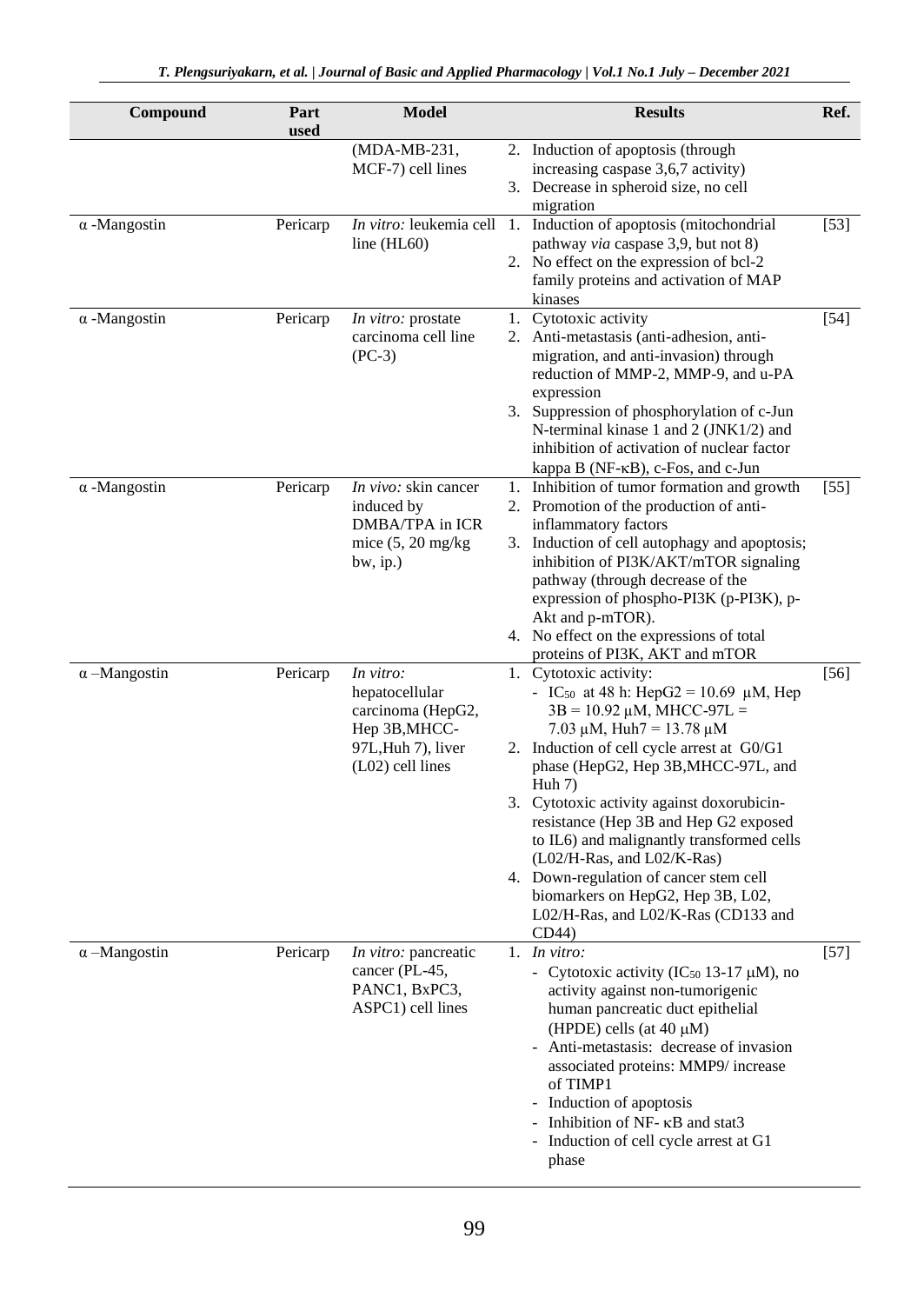| Compound | Part used | Model | Results | Ref. |
|---|---|---|---|---|
| | | (MDA-MB-231, MCF-7) cell lines | 2. Induction of apoptosis (through increasing caspase 3,6,7 activity)<br>3. Decrease in spheroid size, no cell migration | |
| α -Mangostin | Pericarp | *In vitro:* leukemia cell line (HL60) | 1. Induction of apoptosis (mitochondrial pathway *via* caspase 3,9, but not 8)<br>2. No effect on the expression of bcl-2 family proteins and activation of MAP kinases | [53] |
| α -Mangostin | Pericarp | *In vitro:* prostate carcinoma cell line (PC-3) | 1. Cytotoxic activity<br>2. Anti-metastasis (anti-adhesion, anti-migration, and anti-invasion) through reduction of MMP-2, MMP-9, and u-PA expression<br>3. Suppression of phosphorylation of c-Jun N-terminal kinase 1 and 2 (JNK1/2) and inhibition of activation of nuclear factor kappa B (NF-κB), c-Fos, and c-Jun | [54] |
| α -Mangostin | Pericarp | *In vivo:* skin cancer induced by DMBA/TPA in ICR mice (5, 20 mg/kg bw, ip.) | 1. Inhibition of tumor formation and growth<br>2. Promotion of the production of anti-inflammatory factors<br>3. Induction of cell autophagy and apoptosis; inhibition of PI3K/AKT/mTOR signaling pathway (through decrease of the expression of phospho-PI3K (p-PI3K), p-Akt and p-mTOR).<br>4. No effect on the expressions of total proteins of PI3K, AKT and mTOR | [55] |
| α –Mangostin | Pericarp | *In vitro:* hepatocellular carcinoma (HepG2, Hep 3B,MHCC-97L,Huh 7), liver (L02) cell lines | 1. Cytotoxic activity:<br>- $IC_{50}$ at 48 h: HepG2 = 10.69 μM, Hep 3B = 10.92 μM, MHCC-97L = 7.03 μM, Huh7 = 13.78 μM<br>2. Induction of cell cycle arrest at G0/G1 phase (HepG2, Hep 3B,MHCC-97L, and Huh 7)<br>3. Cytotoxic activity against doxorubicin-resistance (Hep 3B and Hep G2 exposed to IL6) and malignantly transformed cells (L02/H-Ras, and L02/K-Ras)<br>4. Down-regulation of cancer stem cell biomarkers on HepG2, Hep 3B, L02, L02/H-Ras, and L02/K-Ras (CD133 and CD44) | [56] |
| α –Mangostin | Pericarp | *In vitro:* pancreatic cancer (PL-45, PANC1, BxPC3, ASPC1) cell lines | 1. *In vitro:*<br>- Cytotoxic activity ($IC_{50}$ 13-17 μM), no activity against non-tumorigenic human pancreatic duct epithelial (HPDE) cells (at 40 μM)<br>- Anti-metastasis: decrease of invasion associated proteins: MMP9/ increase of TIMP1<br>- Induction of apoptosis<br>- Inhibition of NF- κB and stat3<br>- Induction of cell cycle arrest at G1 phase | [57] |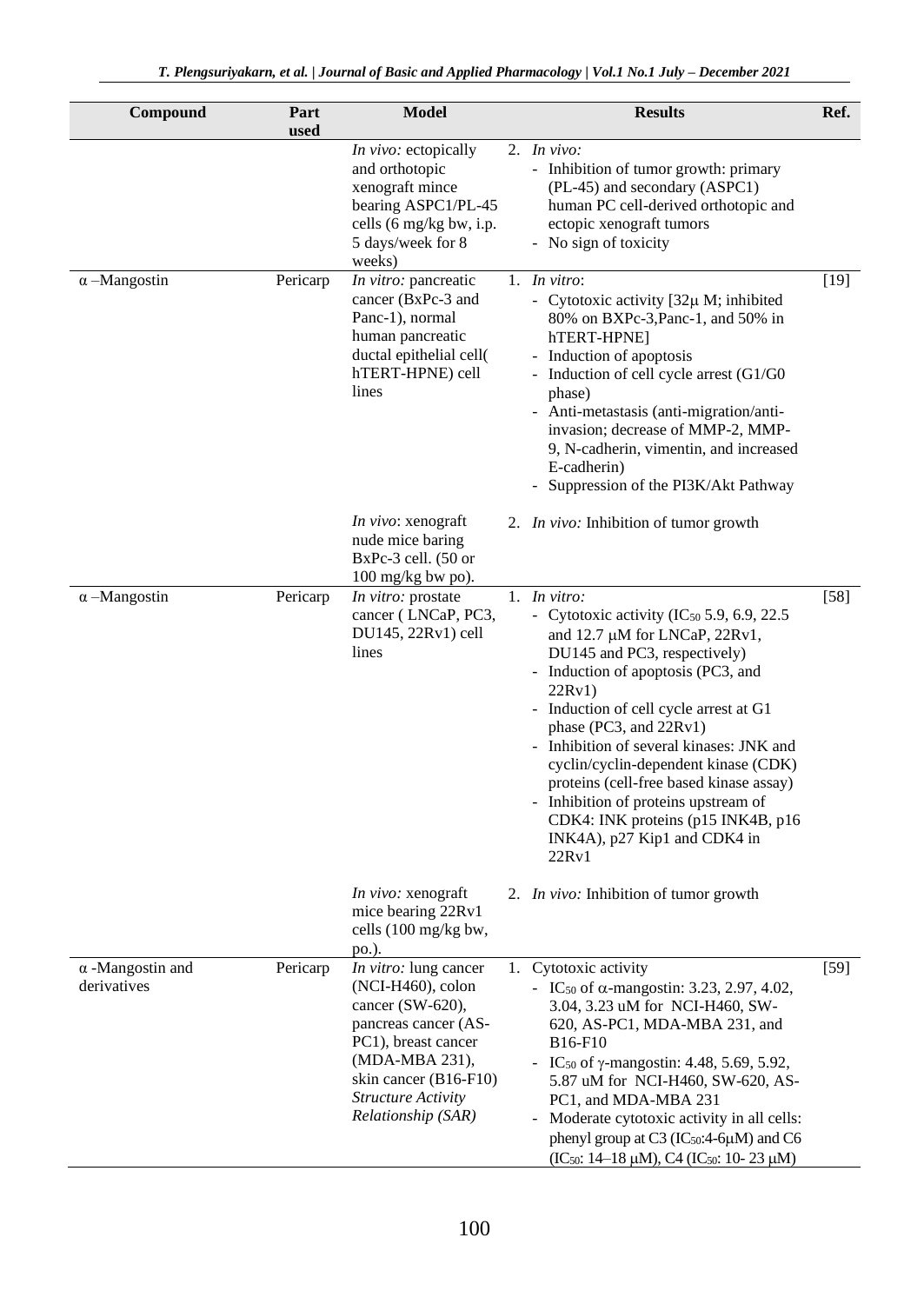| Compound | Part used | Model | Results | Ref. |
|---|---|---|---|---|
| | | *In vivo:* ectopically and orthotopic xenograft mince bearing ASPC1/PL-45 cells (6 mg/kg bw, i.p. 5 days/week for 8 weeks) | 2. *In vivo:*<br>- Inhibition of tumor growth: primary (PL-45) and secondary (ASPC1) human PC cell-derived orthotopic and ectopic xenograft tumors<br>- No sign of toxicity | |
| α –Mangostin | Pericarp | *In vitro:* pancreatic cancer (BxPc-3 and Panc-1), normal human pancreatic ductal epithelial cell( hTERT-HPNE) cell lines | 1. *In vitro*:<br>- Cytotoxic activity [32μ M; inhibited 80% on BXPc-3,Panc-1, and 50% in hTERT-HPNE]<br>- Induction of apoptosis<br>- Induction of cell cycle arrest (G1/G0 phase)<br>- Anti-metastasis (anti-migration/anti-invasion; decrease of MMP-2, MMP-9, N-cadherin, vimentin, and increased E-cadherin)<br>- Suppression of the PI3K/Akt Pathway | [19] |
| | | *In vivo*: xenograft nude mice baring BxPc-3 cell. (50 or 100 mg/kg bw po). | 2. *In vivo:* Inhibition of tumor growth | |
| α –Mangostin | Pericarp | *In vitro:* prostate cancer ( LNCaP, PC3, DU145, 22Rv1) cell lines | 1. *In vitro:*<br>- Cytotoxic activity ($IC_{50}$ 5.9, 6.9, 22.5 and 12.7 μM for LNCaP, 22Rv1, DU145 and PC3, respectively)<br>- Induction of apoptosis (PC3, and 22Rv1)<br>- Induction of cell cycle arrest at G1 phase (PC3, and 22Rv1)<br>- Inhibition of several kinases: JNK and cyclin/cyclin-dependent kinase (CDK) proteins (cell-free based kinase assay)<br>- Inhibition of proteins upstream of CDK4: INK proteins (p15 INK4B, p16 INK4A), p27 Kip1 and CDK4 in 22Rv1 | [58] |
| | | *In vivo:* xenograft mice bearing 22Rv1 cells (100 mg/kg bw, po.). | 2. *In vivo:* Inhibition of tumor growth | |
| α -Mangostin and derivatives | Pericarp | *In vitro:* lung cancer (NCI-H460), colon cancer (SW-620), pancreas cancer (AS-PC1), breast cancer (MDA-MBA 231), skin cancer (B16-F10)<br>*Structure Activity Relationship (SAR)* | 1. Cytotoxic activity<br>- $IC_{50}$ of α-mangostin: 3.23, 2.97, 4.02, 3.04, 3.23 uM for NCI-H460, SW-620, AS-PC1, MDA-MBA 231, and B16-F10<br>- $IC_{50}$ of γ-mangostin: 4.48, 5.69, 5.92, 5.87 uM for NCI-H460, SW-620, AS-PC1, and MDA-MBA 231<br>- Moderate cytotoxic activity in all cells: phenyl group at C3 ($IC_{50}$:4-6μM) and C6 ($IC_{50}$: 14–18 μM), C4 ($IC_{50}$: 10- 23 μM) | [59] |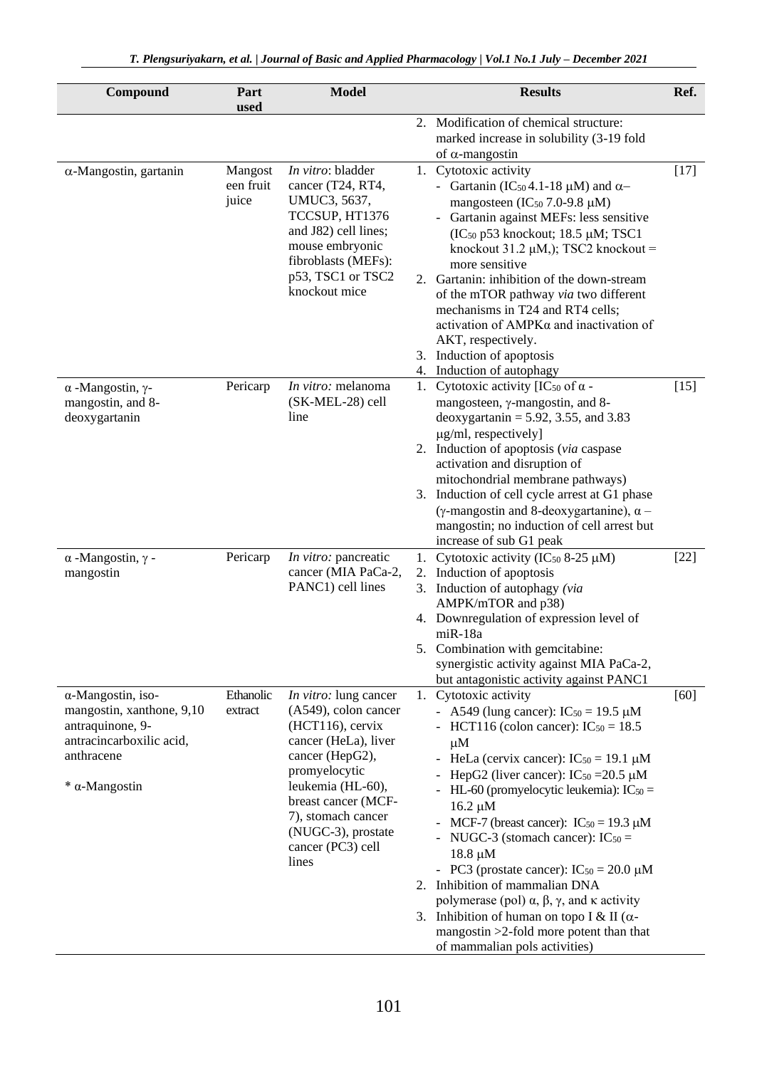| Compound | Part used | Model | Results | Ref. |
| --- | --- | --- | --- | --- |
| | | | 2. Modification of chemical structure: marked increase in solubility (3-19 fold of α-mangostin | |
| α-Mangostin, gartanin | Mangosteen fruit juice | *In vitro*: bladder cancer (T24, RT4, UMUC3, 5637, TCCSUP, HT1376 and J82) cell lines; mouse embryonic fibroblasts (MEFs): p53, TSC1 or TSC2 knockout mice | 1. Cytotoxic activity<br>- Gartanin ($IC_{50}$ 4.1-18 μM) and α–mangosteen ($IC_{50}$ 7.0-9.8 μM)<br>- Gartanin against MEFs: less sensitive ($IC_{50}$ p53 knockout; 18.5 μM; TSC1 knockout 31.2 μM,); TSC2 knockout = more sensitive<br>2. Gartanin: inhibition of the down-stream of the mTOR pathway *via* two different mechanisms in T24 and RT4 cells; activation of AMPKα and inactivation of AKT, respectively.<br>3. Induction of apoptosis<br>4. Induction of autophagy | [17] |
| α -Mangostin, γ-mangostin, and 8-deoxygartanin | Pericarp | *In vitro:* melanoma (SK-MEL-28) cell line | 1. Cytotoxic activity [$IC_{50}$ of α -mangosteen, γ-mangostin, and 8-deoxygartanin = 5.92, 3.55, and 3.83 μg/ml, respectively]<br>2. Induction of apoptosis (*via* caspase activation and disruption of mitochondrial membrane pathways)<br>3. Induction of cell cycle arrest at G1 phase (γ-mangostin and 8-deoxygartanine), α – mangostin; no induction of cell arrest but increase of sub G1 peak | [15] |
| α -Mangostin, γ -mangostin | Pericarp | *In vitro:* pancreatic cancer (MIA PaCa-2, PANC1) cell lines | 1. Cytotoxic activity ($IC_{50}$ 8-25 μM)<br>2. Induction of apoptosis<br>3. Induction of autophagy *(via* AMPK/mTOR and p38)<br>4. Downregulation of expression level of miR-18a<br>5. Combination with gemcitabine: synergistic activity against MIA PaCa-2, but antagonistic activity against PANC1 | [22] |
| α-Mangostin, iso-mangostin, xanthone, 9,10 antraquinone, 9-antracincarboxilic acid, anthracene<br><br>* α-Mangostin | Ethanolic extract | *In vitro:* lung cancer (A549), colon cancer (HCT116), cervix cancer (HeLa), liver cancer (HepG2), promyelocytic leukemia (HL-60), breast cancer (MCF-7), stomach cancer (NUGC-3), prostate cancer (PC3) cell lines | 1. Cytotoxic activity<br>- A549 (lung cancer): $IC_{50}$ = 19.5 μM<br>- HCT116 (colon cancer): $IC_{50}$ = 18.5 μM<br>- HeLa (cervix cancer): $IC_{50}$ = 19.1 μM<br>- HepG2 (liver cancer): $IC_{50}$ =20.5 μM<br>- HL-60 (promyelocytic leukemia): $IC_{50}$ = 16.2 μM<br>- MCF-7 (breast cancer): $IC_{50}$ = 19.3 μM<br>- NUGC-3 (stomach cancer): $IC_{50}$ = 18.8 μM<br>- PC3 (prostate cancer): $IC_{50}$ = 20.0 μM<br>2. Inhibition of mammalian DNA polymerase (pol) α, β, γ, and κ activity<br>3. Inhibition of human on topo I & II (α-mangostin >2-fold more potent than that of mammalian pols activities) | [60] |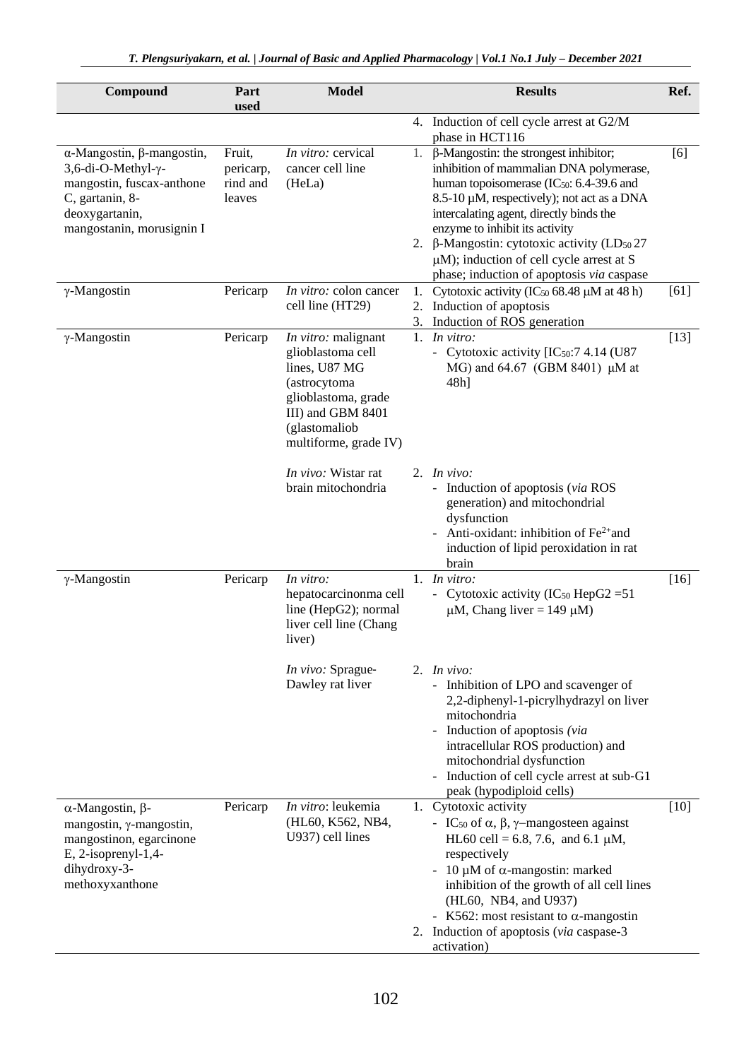| Compound | Part used | Model | Results | Ref. |
|---|---|---|---|---|
| | | | 4. Induction of cell cycle arrest at G2/M phase in HCT116 | |
| α-Mangostin, β-mangostin, 3,6-di-O-Methyl-γ-mangostin, fuscax-anthone C, gartanin, 8-deoxygartanin, mangostanin, morusignin I | Fruit, pericarp, rind and leaves | *In vitro:* cervical cancer cell line (HeLa) | 1. β-Mangostin: the strongest inhibitor; inhibition of mammalian DNA polymerase, human topoisomerase ($IC_{50}$: 6.4-39.6 and 8.5-10 µM, respectively); not act as a DNA intercalating agent, directly binds the enzyme to inhibit its activity<br>2. β-Mangostin: cytotoxic activity ($LD_{50}$ 27 µM); induction of cell cycle arrest at S phase; induction of apoptosis *via* caspase | [6] |
| γ-Mangostin | Pericarp | *In vitro:* colon cancer cell line (HT29) | 1. Cytotoxic activity ($IC_{50}$ 68.48 µM at 48 h)<br>2. Induction of apoptosis<br>3. Induction of ROS generation | [61] |
| γ-Mangostin | Pericarp | *In vitro:* malignant glioblastoma cell lines, U87 MG (astrocytoma glioblastoma, grade III) and GBM 8401 (glastomaliob multiforme, grade IV)<br><br>*In vivo:* Wistar rat brain mitochondria | 1. *In vitro:*<br>- Cytotoxic activity [$IC_{50}$:7 4.14 (U87 MG) and 64.67 (GBM 8401) µM at 48h]<br><br>2. *In vivo:*<br>- Induction of apoptosis (*via* ROS generation) and mitochondrial dysfunction<br>- Anti-oxidant: inhibition of $Fe^{2+}$and induction of lipid peroxidation in rat brain | [13] |
| γ-Mangostin | Pericarp | *In vitro:* hepatocarcinonma cell line (HepG2); normal liver cell line (Chang liver)<br><br>*In vivo:* Sprague-Dawley rat liver | 1. *In vitro:*<br>- Cytotoxic activity ($IC_{50}$ HepG2 =51 µM, Chang liver = 149 µM)<br><br>2. *In vivo:*<br>- Inhibition of LPO and scavenger of 2,2-diphenyl-1-picrylhydrazyl on liver mitochondria<br>- Induction of apoptosis *(via* intracellular ROS production) and mitochondrial dysfunction<br>- Induction of cell cycle arrest at sub-G1 peak (hypodiploid cells) | [16] |
| α-Mangostin, β-mangostin, γ-mangostin, mangostinon, egarcinone E, 2-isoprenyl-1,4-dihydroxy-3-methoxyxanthone | Pericarp | *In vitro*: leukemia (HL60, K562, NB4, U937) cell lines | 1. Cytotoxic activity<br>- $IC_{50}$ of α, β, γ–mangosteen against HL60 cell = 6.8, 7.6, and 6.1 µM, respectively<br>- 10 µM of α-mangostin: marked inhibition of the growth of all cell lines (HL60, NB4, and U937)<br>- K562: most resistant to α-mangostin<br>2. Induction of apoptosis (*via* caspase-3 activation) | [10] |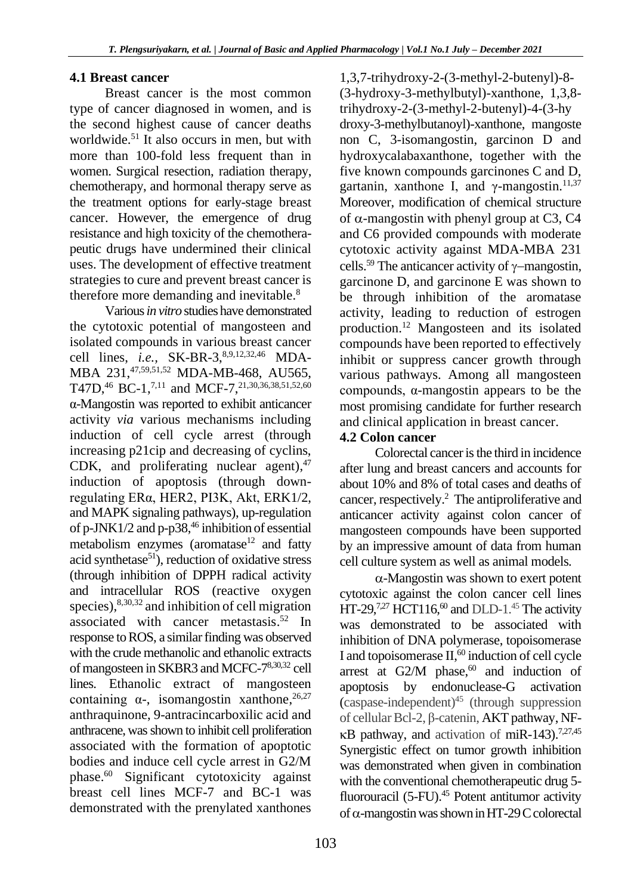### 4.1 Breast cancer

Breast cancer is the most common type of cancer diagnosed in women, and is the second highest cause of cancer deaths worldwide.[51] It also occurs in men, but with more than 100-fold less frequent than in women. Surgical resection, radiation therapy, chemotherapy, and hormonal therapy serve as the treatment options for early-stage breast cancer. However, the emergence of drug resistance and high toxicity of the chemotherapeutic drugs have undermined their clinical uses. The development of effective treatment strategies to cure and prevent breast cancer is therefore more demanding and inevitable.[8]

Various *in vitro* studies have demonstrated the cytotoxic potential of mangosteen and isolated compounds in various breast cancer cell lines, *i.e.,* SK-BR-3,[8,9,12,32,46] MDA-MBA 231,[47,59,51,52] MDA-MB-468, AU565, T47D,[46] BC-1,[7,11] and MCF-7,[21,30,36,38,51,52,60] α-Mangostin was reported to exhibit anticancer activity *via* various mechanisms including induction of cell cycle arrest (through increasing p21cip and decreasing of cyclins, CDK, and proliferating nuclear agent),[47] induction of apoptosis (through down-regulating ERα, HER2, PI3K, Akt, ERK1/2, and MAPK signaling pathways), up-regulation of p-JNK1/2 and p-p38,[46] inhibition of essential metabolism enzymes (aromatase[12] and fatty acid synthetase[51]), reduction of oxidative stress (through inhibition of DPPH radical activity and intracellular ROS (reactive oxygen species),[8,30,32] and inhibition of cell migration associated with cancer metastasis.[52] In response to ROS, a similar finding was observed with the crude methanolic and ethanolic extracts of mangosteen in SKBR3 and MCFC-7[8,30,32] cell lines. Ethanolic extract of mangosteen containing α-, isomangostin xanthone,[26,27] anthraquinone, 9-antracincarboxilic acid and anthracene, was shown to inhibit cell proliferation associated with the formation of apoptotic bodies and induce cell cycle arrest in G2/M phase.[60] Significant cytotoxicity against breast cell lines MCF-7 and BC-1 was demonstrated with the prenylated xanthones 1,3,7-trihydroxy-2-(3-methyl-2-butenyl)-8-(3-hydroxy-3-methylbutyl)-xanthone, 1,3,8-trihydroxy-2-(3-methyl-2-butenyl)-4-(3-hy droxy-3-methylbutanoyl)-xanthone, mangoste non C, 3-isomangostin, garcinon D and hydroxycalabaxanthone, together with the five known compounds garcinones C and D, gartanin, xanthone I, and γ-mangostin.[11,37] Moreover, modification of chemical structure of α-mangostin with phenyl group at C3, C4 and C6 provided compounds with moderate cytotoxic activity against MDA-MBA 231 cells.[59] The anticancer activity of γ–mangostin, garcinone D, and garcinone E was shown to be through inhibition of the aromatase activity, leading to reduction of estrogen production.[12] Mangosteen and its isolated compounds have been reported to effectively inhibit or suppress cancer growth through various pathways. Among all mangosteen compounds, α-mangostin appears to be the most promising candidate for further research and clinical application in breast cancer.

### 4.2 Colon cancer

Colorectal cancer is the third in incidence after lung and breast cancers and accounts for about 10% and 8% of total cases and deaths of cancer, respectively.[2] The antiproliferative and anticancer activity against colon cancer of mangosteen compounds have been supported by an impressive amount of data from human cell culture system as well as animal models.

α-Mangostin was shown to exert potent cytotoxic against the colon cancer cell lines HT-29,[7,27] HCT116,[60] and DLD-1.[45] The activity was demonstrated to be associated with inhibition of DNA polymerase, topoisomerase I and topoisomerase II,[60] induction of cell cycle arrest at G2/M phase,[60] and induction of apoptosis by endonuclease-G activation (caspase-independent)[45] (through suppression of cellular Bcl-2, β-catenin, AKT pathway, NF-κB pathway, and activation of miR-143).[7,27,45] Synergistic effect on tumor growth inhibition was demonstrated when given in combination with the conventional chemotherapeutic drug 5-fluorouracil (5-FU).[45] Potent antitumor activity of α-mangostin was shown in HT-29 C colorectal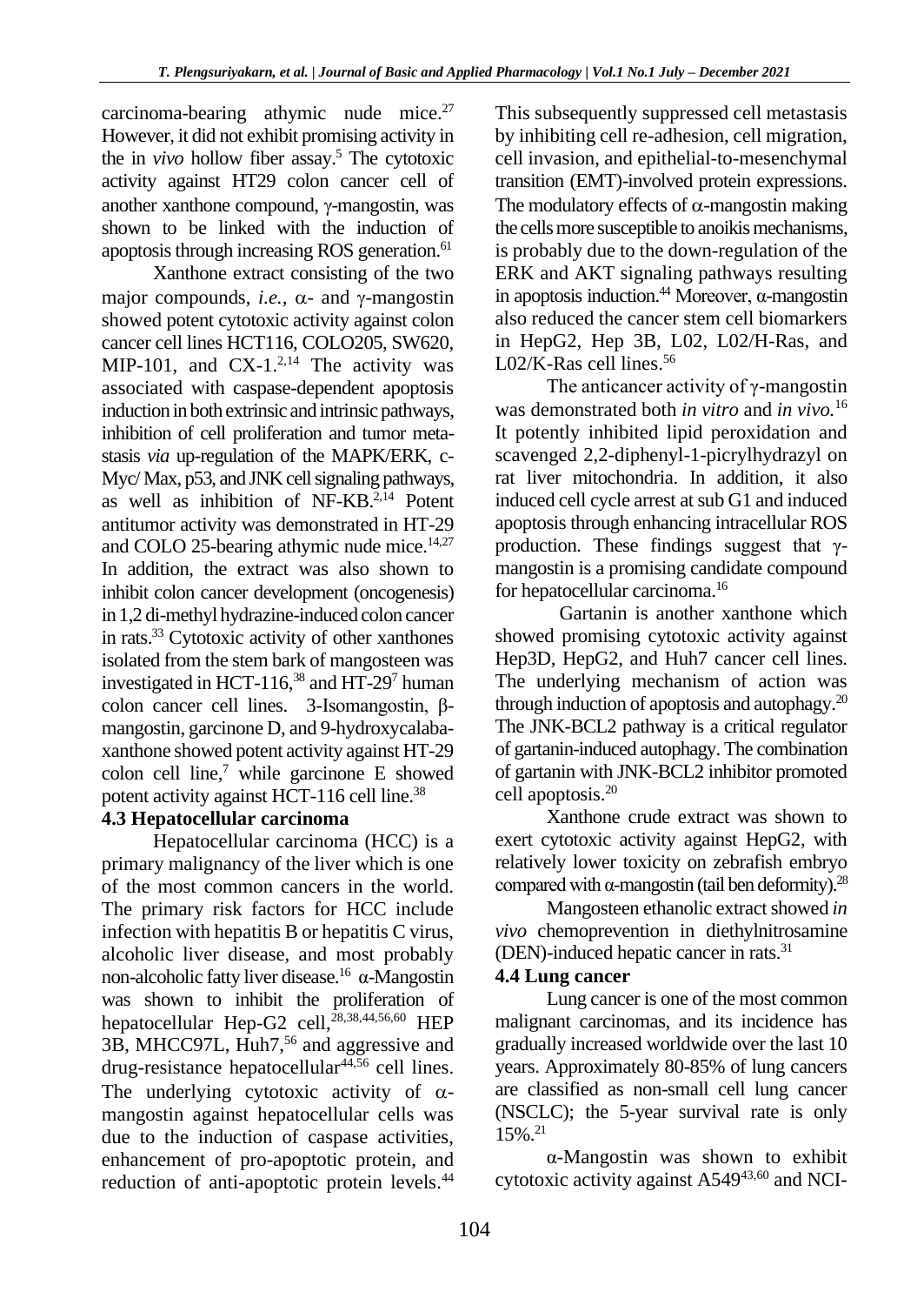carcinoma-bearing athymic nude mice.[27] However, it did not exhibit promising activity in the in *vivo* hollow fiber assay.[5] The cytotoxic activity against HT29 colon cancer cell of another xanthone compound, γ-mangostin, was shown to be linked with the induction of apoptosis through increasing ROS generation.[61]

Xanthone extract consisting of the two major compounds, *i.e.*, α- and γ-mangostin showed potent cytotoxic activity against colon cancer cell lines HCT116, COLO205, SW620, MIP-101, and CX-1.[2,14] The activity was associated with caspase-dependent apoptosis induction in both extrinsic and intrinsic pathways, inhibition of cell proliferation and tumor metastasis *via* up-regulation of the MAPK/ERK, c-Myc/ Max, p53, and JNK cell signaling pathways, as well as inhibition of NF-KB.[2,14] Potent antitumor activity was demonstrated in HT-29 and COLO 25-bearing athymic nude mice.[14,27] In addition, the extract was also shown to inhibit colon cancer development (oncogenesis) in 1,2 di-methyl hydrazine-induced colon cancer in rats.[33] Cytotoxic activity of other xanthones isolated from the stem bark of mangosteen was investigated in HCT-116,[38] and HT-29[7] human colon cancer cell lines. 3-Isomangostin, β-mangostin, garcinone D, and 9-hydroxycalabaxanthone showed potent activity against HT-29 colon cell line,[7] while garcinone E showed potent activity against HCT-116 cell line.[38]

### 4.3 Hepatocellular carcinoma

Hepatocellular carcinoma (HCC) is a primary malignancy of the liver which is one of the most common cancers in the world. The primary risk factors for HCC include infection with hepatitis B or hepatitis C virus, alcoholic liver disease, and most probably non-alcoholic fatty liver disease.[16] α-Mangostin was shown to inhibit the proliferation of hepatocellular Hep-G2 cell,[28,38,44,56,60] HEP 3B, MHCC97L, Huh7,[56] and aggressive and drug-resistance hepatocellular[44,56] cell lines. The underlying cytotoxic activity of α-mangostin against hepatocellular cells was due to the induction of caspase activities, enhancement of pro-apoptotic protein, and reduction of anti-apoptotic protein levels.[44] This subsequently suppressed cell metastasis by inhibiting cell re-adhesion, cell migration, cell invasion, and epithelial-to-mesenchymal transition (EMT)-involved protein expressions. The modulatory effects of α-mangostin making the cells more susceptible to anoikis mechanisms, is probably due to the down-regulation of the ERK and AKT signaling pathways resulting in apoptosis induction.[44] Moreover, α-mangostin also reduced the cancer stem cell biomarkers in HepG2, Hep 3B, L02, L02/H-Ras, and L02/K-Ras cell lines.[56]

The anticancer activity of γ-mangostin was demonstrated both *in vitro* and *in vivo.*[16] It potently inhibited lipid peroxidation and scavenged 2,2-diphenyl-1-picrylhydrazyl on rat liver mitochondria. In addition, it also induced cell cycle arrest at sub G1 and induced apoptosis through enhancing intracellular ROS production. These findings suggest that γ-mangostin is a promising candidate compound for hepatocellular carcinoma.[16]

Gartanin is another xanthone which showed promising cytotoxic activity against Hep3D, HepG2, and Huh7 cancer cell lines. The underlying mechanism of action was through induction of apoptosis and autophagy.[20] The JNK-BCL2 pathway is a critical regulator of gartanin-induced autophagy. The combination of gartanin with JNK-BCL2 inhibitor promoted cell apoptosis.[20]

Xanthone crude extract was shown to exert cytotoxic activity against HepG2, with relatively lower toxicity on zebrafish embryo compared with α-mangostin (tail ben deformity).[28]

Mangosteen ethanolic extract showed *in vivo* chemoprevention in diethylnitrosamine (DEN)-induced hepatic cancer in rats.[31]

### 4.4 Lung cancer

Lung cancer is one of the most common malignant carcinomas, and its incidence has gradually increased worldwide over the last 10 years. Approximately 80-85% of lung cancers are classified as non-small cell lung cancer (NSCLC); the 5-year survival rate is only 15%.[21]

α-Mangostin was shown to exhibit cytotoxic activity against A549[43,60] and NCI-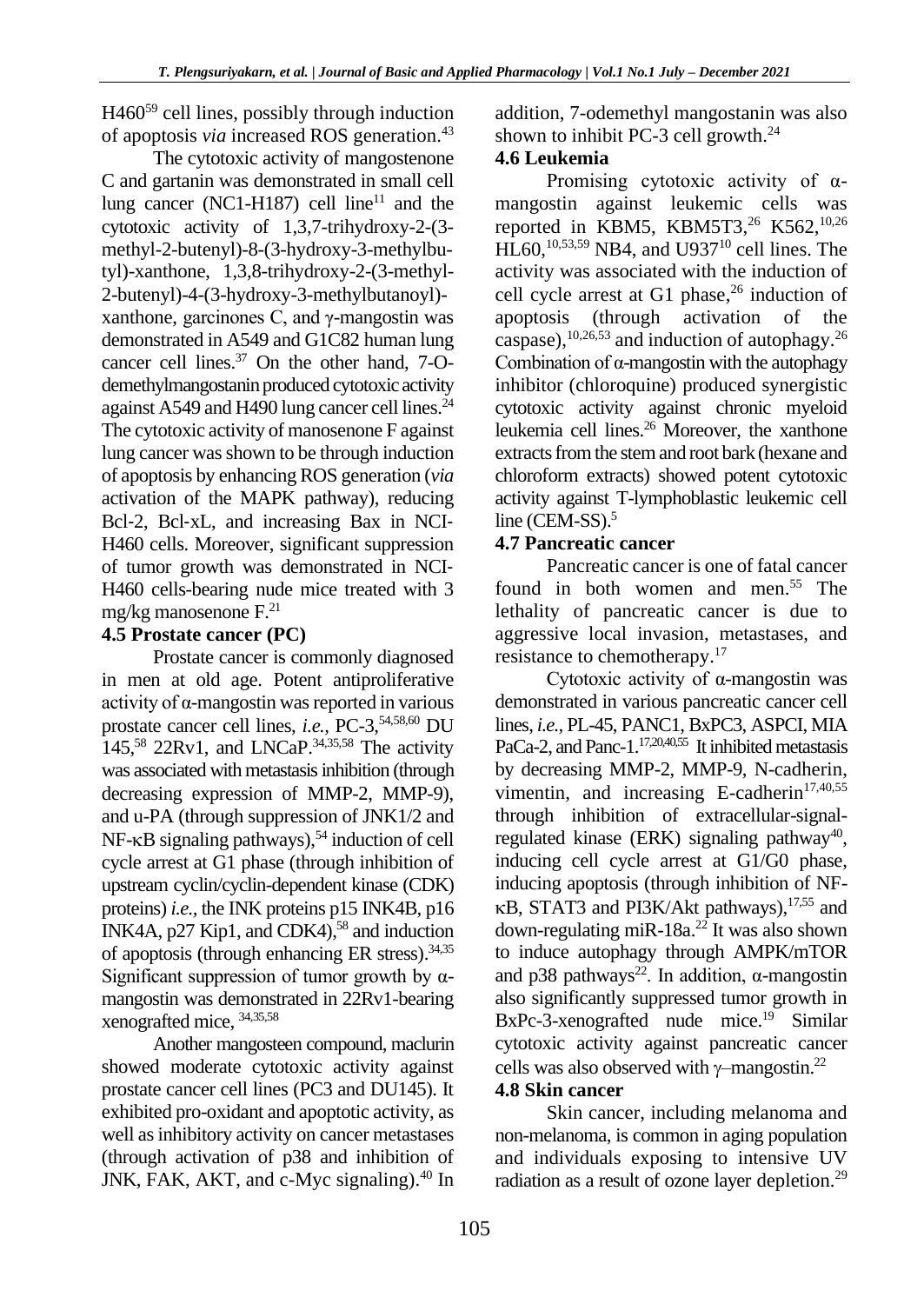H460[59] cell lines, possibly through induction of apoptosis *via* increased ROS generation.[43]

The cytotoxic activity of mangostenone C and gartanin was demonstrated in small cell lung cancer (NC1-H187) cell line[11] and the cytotoxic activity of 1,3,7-trihydroxy-2-(3-methyl-2-butenyl)-8-(3-hydroxy-3-methylbutyl)-xanthone, 1,3,8-trihydroxy-2-(3-methyl-2-butenyl)-4-(3-hydroxy-3-methylbutanoyl)-xanthone, garcinones C, and γ-mangostin was demonstrated in A549 and G1C82 human lung cancer cell lines.[37] On the other hand, 7-O-demethylmangostanin produced cytotoxic activity against A549 and H490 lung cancer cell lines.[24] The cytotoxic activity of manosenone F against lung cancer was shown to be through induction of apoptosis by enhancing ROS generation (*via* activation of the MAPK pathway), reducing Bcl-2, Bcl-xL, and increasing Bax in NCI-H460 cells. Moreover, significant suppression of tumor growth was demonstrated in NCI-H460 cells-bearing nude mice treated with 3 mg/kg manosenone F.[21]

### 4.5 Prostate cancer (PC)

Prostate cancer is commonly diagnosed in men at old age. Potent antiproliferative activity of α-mangostin was reported in various prostate cancer cell lines, *i.e.*, PC-3,[54,58,60] DU 145,[58] 22Rv1, and LNCaP.[34,35,58] The activity was associated with metastasis inhibition (through decreasing expression of MMP-2, MMP-9), and u-PA (through suppression of JNK1/2 and NF-κB signaling pathways),[54] induction of cell cycle arrest at G1 phase (through inhibition of upstream cyclin/cyclin-dependent kinase (CDK) proteins) *i.e.*, the INK proteins p15 INK4B, p16 INK4A, p27 Kip1, and CDK4),[58] and induction of apoptosis (through enhancing ER stress).[34,35] Significant suppression of tumor growth by α-mangostin was demonstrated in 22Rv1-bearing xenografted mice, [34,35,58]

Another mangosteen compound, maclurin showed moderate cytotoxic activity against prostate cancer cell lines (PC3 and DU145). It exhibited pro-oxidant and apoptotic activity, as well as inhibitory activity on cancer metastases (through activation of p38 and inhibition of JNK, FAK, AKT, and c-Myc signaling).[40] In addition, 7-odemethyl mangostanin was also shown to inhibit PC-3 cell growth.[24]

### 4.6 Leukemia

Promising cytotoxic activity of α-mangostin against leukemic cells was reported in KBM5, KBM5T3,[26] K562,[10,26] HL60,[10,53,59] NB4, and U937[10] cell lines. The activity was associated with the induction of cell cycle arrest at G1 phase,[26] induction of apoptosis (through activation of the caspase),[10,26,53] and induction of autophagy.[26] Combination of α-mangostin with the autophagy inhibitor (chloroquine) produced synergistic cytotoxic activity against chronic myeloid leukemia cell lines.[26] Moreover, the xanthone extracts from the stem and root bark (hexane and chloroform extracts) showed potent cytotoxic activity against T-lymphoblastic leukemic cell line (CEM-SS).[5]

### 4.7 Pancreatic cancer

Pancreatic cancer is one of fatal cancer found in both women and men.[55] The lethality of pancreatic cancer is due to aggressive local invasion, metastases, and resistance to chemotherapy.[17]

Cytotoxic activity of α-mangostin was demonstrated in various pancreatic cancer cell lines, *i.e.*, PL-45, PANC1, BxPC3, ASPCI, MIA PaCa-2, and Panc-1.[17,20,40,55] It inhibited metastasis by decreasing MMP-2, MMP-9, N-cadherin, vimentin, and increasing E-cadherin[17,40,55] through inhibition of extracellular-signal-regulated kinase (ERK) signaling pathway[40], inducing cell cycle arrest at G1/G0 phase, inducing apoptosis (through inhibition of NF-κB, STAT3 and PI3K/Akt pathways),[17,55] and down-regulating miR-18a.[22] It was also shown to induce autophagy through AMPK/mTOR and p38 pathways[22]. In addition, α-mangostin also significantly suppressed tumor growth in BxPc-3-xenografted nude mice.[19] Similar cytotoxic activity against pancreatic cancer cells was also observed with γ–mangostin.[22]

### 4.8 Skin cancer

Skin cancer, including melanoma and non-melanoma, is common in aging population and individuals exposing to intensive UV radiation as a result of ozone layer depletion.[29]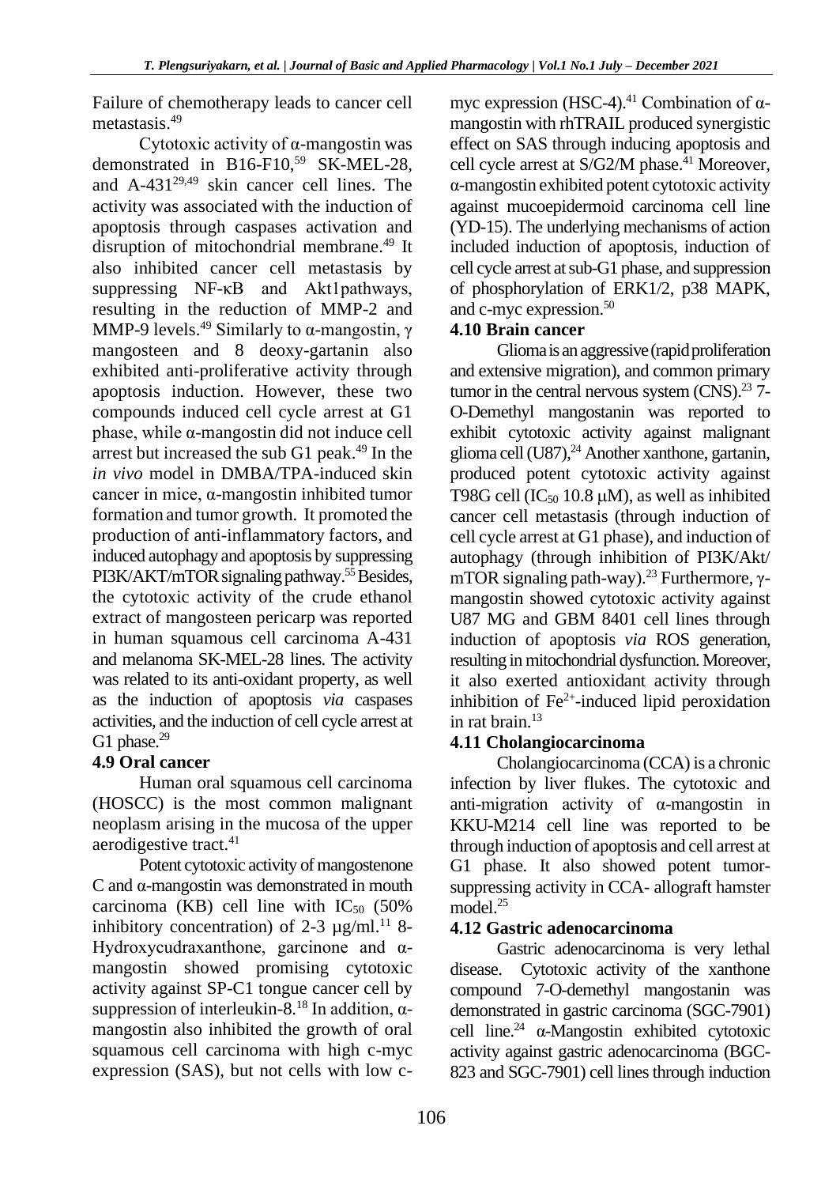Failure of chemotherapy leads to cancer cell metastasis.[49]

Cytotoxic activity of α-mangostin was demonstrated in B16-F10,[59] SK-MEL-28, and A-431[29,49] skin cancer cell lines. The activity was associated with the induction of apoptosis through caspases activation and disruption of mitochondrial membrane.[49] It also inhibited cancer cell metastasis by suppressing NF-κB and Akt1pathways, resulting in the reduction of MMP-2 and MMP-9 levels.[49] Similarly to α-mangostin, γ mangosteen and 8 deoxy-gartanin also exhibited anti-proliferative activity through apoptosis induction. However, these two compounds induced cell cycle arrest at G1 phase, while α-mangostin did not induce cell arrest but increased the sub G1 peak.[49] In the *in vivo* model in DMBA/TPA-induced skin cancer in mice, α-mangostin inhibited tumor formation and tumor growth. It promoted the production of anti-inflammatory factors, and induced autophagy and apoptosis by suppressing PI3K/AKT/mTOR signaling pathway.[55] Besides, the cytotoxic activity of the crude ethanol extract of mangosteen pericarp was reported in human squamous cell carcinoma A-431 and melanoma SK-MEL-28 lines. The activity was related to its anti-oxidant property, as well as the induction of apoptosis *via* caspases activities, and the induction of cell cycle arrest at G1 phase.[29]

### 4.9 Oral cancer

Human oral squamous cell carcinoma (HOSCC) is the most common malignant neoplasm arising in the mucosa of the upper aerodigestive tract.[41]

Potent cytotoxic activity of mangostenone C and α-mangostin was demonstrated in mouth carcinoma (KB) cell line with $IC_{50}$ (50% inhibitory concentration) of 2-3 µg/ml.[11] 8-Hydroxycudraxanthone, garcinone and α-mangostin showed promising cytotoxic activity against SP-C1 tongue cancer cell by suppression of interleukin-8.[18] In addition, α-mangostin also inhibited the growth of oral squamous cell carcinoma with high c-myc expression (SAS), but not cells with low c-myc expression (HSC-4).[41] Combination of α-mangostin with rhTRAIL produced synergistic effect on SAS through inducing apoptosis and cell cycle arrest at S/G2/M phase.[41] Moreover, α-mangostin exhibited potent cytotoxic activity against mucoepidermoid carcinoma cell line (YD-15). The underlying mechanisms of action included induction of apoptosis, induction of cell cycle arrest at sub-G1 phase, and suppression of phosphorylation of ERK1/2, p38 MAPK, and c-myc expression.[50]

### 4.10 Brain cancer

Glioma is an aggressive (rapid proliferation and extensive migration), and common primary tumor in the central nervous system (CNS).[23] 7-O-Demethyl mangostanin was reported to exhibit cytotoxic activity against malignant glioma cell (U87),[24] Another xanthone, gartanin, produced potent cytotoxic activity against T98G cell ($IC_{50}$ 10.8 μM), as well as inhibited cancer cell metastasis (through induction of cell cycle arrest at G1 phase), and induction of autophagy (through inhibition of PI3K/Akt/ mTOR signaling path-way).[23] Furthermore, γ-mangostin showed cytotoxic activity against U87 MG and GBM 8401 cell lines through induction of apoptosis *via* ROS generation, resulting in mitochondrial dysfunction. Moreover, it also exerted antioxidant activity through inhibition of $Fe^{2+}$-induced lipid peroxidation in rat brain.[13]

### 4.11 Cholangiocarcinoma

Cholangiocarcinoma (CCA) is a chronic infection by liver flukes. The cytotoxic and anti-migration activity of α-mangostin in KKU-M214 cell line was reported to be through induction of apoptosis and cell arrest at G1 phase. It also showed potent tumor-suppressing activity in CCA- allograft hamster model.[25]

### 4.12 Gastric adenocarcinoma

Gastric adenocarcinoma is very lethal disease. Cytotoxic activity of the xanthone compound 7-O-demethyl mangostanin was demonstrated in gastric carcinoma (SGC-7901) cell line.[24] α-Mangostin exhibited cytotoxic activity against gastric adenocarcinoma (BGC-823 and SGC-7901) cell lines through induction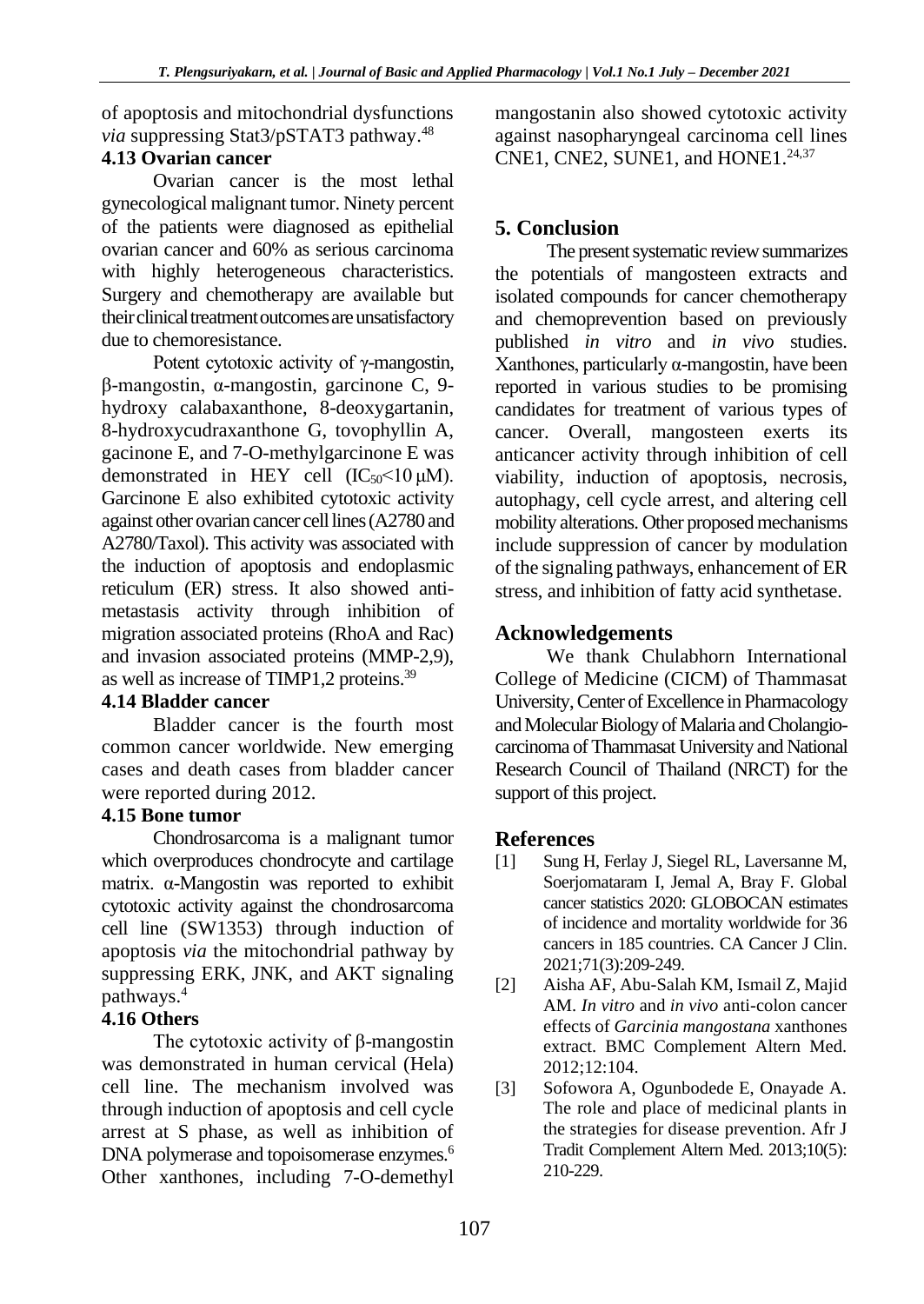of apoptosis and mitochondrial dysfunctions *via* suppressing Stat3/pSTAT3 pathway.[48]

### 4.13 Ovarian cancer

Ovarian cancer is the most lethal gynecological malignant tumor. Ninety percent of the patients were diagnosed as epithelial ovarian cancer and 60% as serious carcinoma with highly heterogeneous characteristics. Surgery and chemotherapy are available but their clinical treatment outcomes are unsatisfactory due to chemoresistance.

Potent cytotoxic activity of γ-mangostin, β-mangostin, α-mangostin, garcinone C, 9-hydroxy calabaxanthone, 8-deoxygartanin, 8-hydroxycudraxanthone G, tovophyllin A, gacinone E, and 7-O-methylgarcinone E was demonstrated in HEY cell ($IC_{50}$<10 μM). Garcinone E also exhibited cytotoxic activity against other ovarian cancer cell lines (A2780 and A2780/Taxol). This activity was associated with the induction of apoptosis and endoplasmic reticulum (ER) stress. It also showed anti-metastasis activity through inhibition of migration associated proteins (RhoA and Rac) and invasion associated proteins (MMP-2,9), as well as increase of TIMP1,2 proteins.[39]

### 4.14 Bladder cancer

Bladder cancer is the fourth most common cancer worldwide. New emerging cases and death cases from bladder cancer were reported during 2012.

### 4.15 Bone tumor

Chondrosarcoma is a malignant tumor which overproduces chondrocyte and cartilage matrix. α-Mangostin was reported to exhibit cytotoxic activity against the chondrosarcoma cell line (SW1353) through induction of apoptosis *via* the mitochondrial pathway by suppressing ERK, JNK, and AKT signaling pathways.[4]

### 4.16 Others

The cytotoxic activity of β-mangostin was demonstrated in human cervical (Hela) cell line. The mechanism involved was through induction of apoptosis and cell cycle arrest at S phase, as well as inhibition of DNA polymerase and topoisomerase enzymes.[6] Other xanthones, including 7-O-demethyl mangostanin also showed cytotoxic activity against nasopharyngeal carcinoma cell lines CNE1, CNE2, SUNE1, and HONE1.[24,37]

## 5. Conclusion

The present systematic review summarizes the potentials of mangosteen extracts and isolated compounds for cancer chemotherapy and chemoprevention based on previously published *in vitro* and *in vivo* studies. Xanthones, particularly α-mangostin, have been reported in various studies to be promising candidates for treatment of various types of cancer. Overall, mangosteen exerts its anticancer activity through inhibition of cell viability, induction of apoptosis, necrosis, autophagy, cell cycle arrest, and altering cell mobility alterations. Other proposed mechanisms include suppression of cancer by modulation of the signaling pathways, enhancement of ER stress, and inhibition of fatty acid synthetase.

## Acknowledgements

We thank Chulabhorn International College of Medicine (CICM) of Thammasat University, Center of Excellence in Pharmacology and Molecular Biology of Malaria and Cholangiocarcinoma of Thammasat University and National Research Council of Thailand (NRCT) for the support of this project.

## References

[1] Sung H, Ferlay J, Siegel RL, Laversanne M, Soerjomataram I, Jemal A, Bray F. Global cancer statistics 2020: GLOBOCAN estimates of incidence and mortality worldwide for 36 cancers in 185 countries. CA Cancer J Clin. 2021;71(3):209-249.

[2] Aisha AF, Abu-Salah KM, Ismail Z, Majid AM. *In vitro* and *in vivo* anti-colon cancer effects of *Garcinia mangostana* xanthones extract. BMC Complement Altern Med. 2012;12:104.

[3] Sofowora A, Ogunbodede E, Onayade A. The role and place of medicinal plants in the strategies for disease prevention. Afr J Tradit Complement Altern Med. 2013;10(5): 210-229.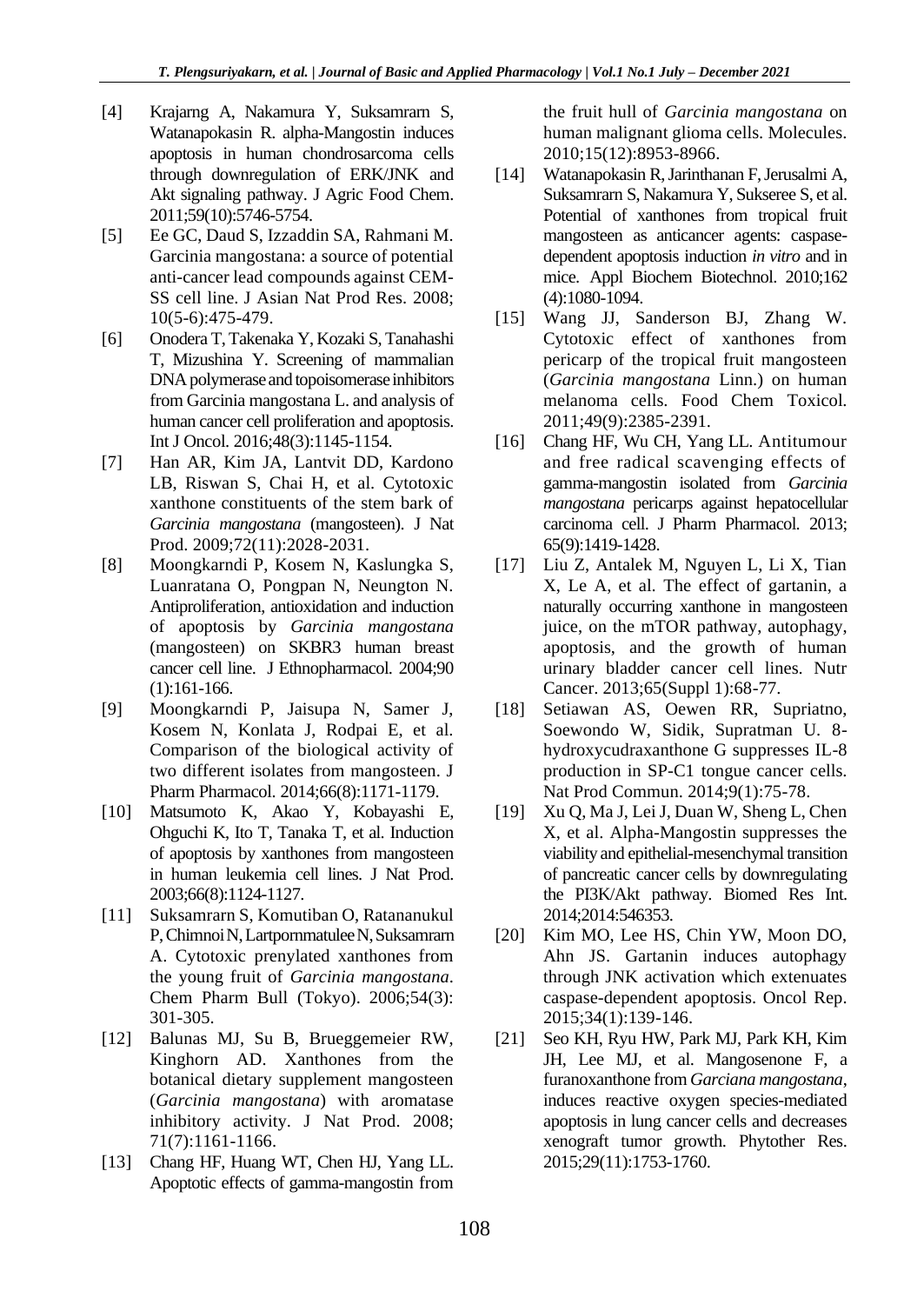[4] Krajarng A, Nakamura Y, Suksamrarn S, Watanapokasin R. alpha-Mangostin induces apoptosis in human chondrosarcoma cells through downregulation of ERK/JNK and Akt signaling pathway. J Agric Food Chem. 2011;59(10):5746-5754.

[5] Ee GC, Daud S, Izzaddin SA, Rahmani M. Garcinia mangostana: a source of potential anti-cancer lead compounds against CEM-SS cell line. J Asian Nat Prod Res. 2008; 10(5-6):475-479.

[6] Onodera T, Takenaka Y, Kozaki S, Tanahashi T, Mizushina Y. Screening of mammalian DNA polymerase and topoisomerase inhibitors from Garcinia mangostana L. and analysis of human cancer cell proliferation and apoptosis. Int J Oncol. 2016;48(3):1145-1154.

[7] Han AR, Kim JA, Lantvit DD, Kardono LB, Riswan S, Chai H, et al. Cytotoxic xanthone constituents of the stem bark of *Garcinia mangostana* (mangosteen). J Nat Prod. 2009;72(11):2028-2031.

[8] Moongkarndi P, Kosem N, Kaslungka S, Luanratana O, Pongpan N, Neungton N. Antiproliferation, antioxidation and induction of apoptosis by *Garcinia mangostana* (mangosteen) on SKBR3 human breast cancer cell line. J Ethnopharmacol. 2004;90 (1):161-166.

[9] Moongkarndi P, Jaisupa N, Samer J, Kosem N, Konlata J, Rodpai E, et al. Comparison of the biological activity of two different isolates from mangosteen. J Pharm Pharmacol. 2014;66(8):1171-1179.

[10] Matsumoto K, Akao Y, Kobayashi E, Ohguchi K, Ito T, Tanaka T, et al. Induction of apoptosis by xanthones from mangosteen in human leukemia cell lines. J Nat Prod. 2003;66(8):1124-1127.

[11] Suksamrarn S, Komutiban O, Ratananukul P, Chimnoi N, Lartpornmatulee N, Suksamrarn A. Cytotoxic prenylated xanthones from the young fruit of *Garcinia mangostana*. Chem Pharm Bull (Tokyo). 2006;54(3): 301-305.

[12] Balunas MJ, Su B, Brueggemeier RW, Kinghorn AD. Xanthones from the botanical dietary supplement mangosteen (*Garcinia mangostana*) with aromatase inhibitory activity. J Nat Prod. 2008; 71(7):1161-1166.

[13] Chang HF, Huang WT, Chen HJ, Yang LL. Apoptotic effects of gamma-mangostin from the fruit hull of *Garcinia mangostana* on human malignant glioma cells. Molecules. 2010;15(12):8953-8966.

[14] Watanapokasin R, Jarinthanan F, Jerusalmi A, Suksamrarn S, Nakamura Y, Sukseree S, et al. Potential of xanthones from tropical fruit mangosteen as anticancer agents: caspase-dependent apoptosis induction *in vitro* and in mice. Appl Biochem Biotechnol. 2010;162 (4):1080-1094.

[15] Wang JJ, Sanderson BJ, Zhang W. Cytotoxic effect of xanthones from pericarp of the tropical fruit mangosteen (*Garcinia mangostana* Linn.) on human melanoma cells. Food Chem Toxicol. 2011;49(9):2385-2391.

[16] Chang HF, Wu CH, Yang LL. Antitumour and free radical scavenging effects of gamma-mangostin isolated from *Garcinia mangostana* pericarps against hepatocellular carcinoma cell. J Pharm Pharmacol. 2013; 65(9):1419-1428.

[17] Liu Z, Antalek M, Nguyen L, Li X, Tian X, Le A, et al. The effect of gartanin, a naturally occurring xanthone in mangosteen juice, on the mTOR pathway, autophagy, apoptosis, and the growth of human urinary bladder cancer cell lines. Nutr Cancer. 2013;65(Suppl 1):68-77.

[18] Setiawan AS, Oewen RR, Supriatno, Soewondo W, Sidik, Supratman U. 8-hydroxycudraxanthone G suppresses IL-8 production in SP-C1 tongue cancer cells. Nat Prod Commun. 2014;9(1):75-78.

[19] Xu Q, Ma J, Lei J, Duan W, Sheng L, Chen X, et al. Alpha-Mangostin suppresses the viability and epithelial-mesenchymal transition of pancreatic cancer cells by downregulating the PI3K/Akt pathway. Biomed Res Int. 2014;2014:546353.

[20] Kim MO, Lee HS, Chin YW, Moon DO, Ahn JS. Gartanin induces autophagy through JNK activation which extenuates caspase-dependent apoptosis. Oncol Rep. 2015;34(1):139-146.

[21] Seo KH, Ryu HW, Park MJ, Park KH, Kim JH, Lee MJ, et al. Mangosenone F, a furanoxanthone from *Garciana mangostana*, induces reactive oxygen species-mediated apoptosis in lung cancer cells and decreases xenograft tumor growth. Phytother Res. 2015;29(11):1753-1760.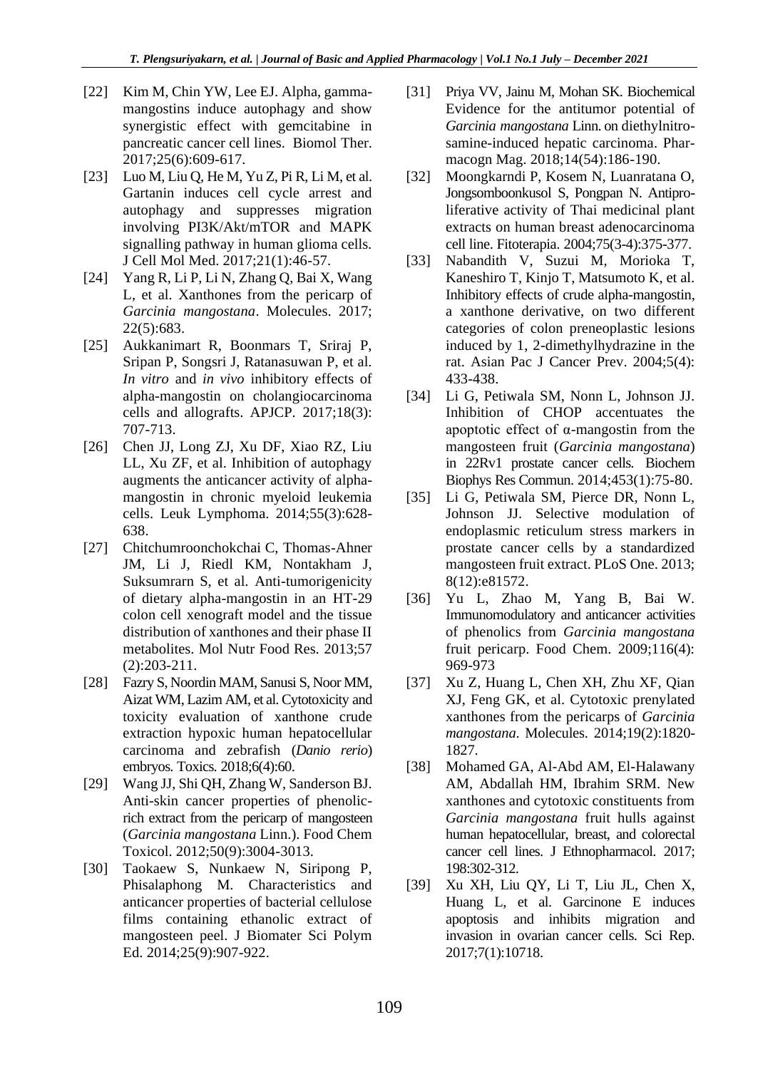[22] Kim M, Chin YW, Lee EJ. Alpha, gamma-mangostins induce autophagy and show synergistic effect with gemcitabine in pancreatic cancer cell lines. Biomol Ther. 2017;25(6):609-617.

[23] Luo M, Liu Q, He M, Yu Z, Pi R, Li M, et al. Gartanin induces cell cycle arrest and autophagy and suppresses migration involving PI3K/Akt/mTOR and MAPK signalling pathway in human glioma cells. J Cell Mol Med. 2017;21(1):46-57.

[24] Yang R, Li P, Li N, Zhang Q, Bai X, Wang L, et al. Xanthones from the pericarp of *Garcinia mangostana*. Molecules. 2017; 22(5):683.

[25] Aukkanimart R, Boonmars T, Sriraj P, Sripan P, Songsri J, Ratanasuwan P, et al. *In vitro* and *in vivo* inhibitory effects of alpha-mangostin on cholangiocarcinoma cells and allografts. APJCP. 2017;18(3): 707-713.

[26] Chen JJ, Long ZJ, Xu DF, Xiao RZ, Liu LL, Xu ZF, et al. Inhibition of autophagy augments the anticancer activity of alpha-mangostin in chronic myeloid leukemia cells. Leuk Lymphoma. 2014;55(3):628-638.

[27] Chitchumroonchokchai C, Thomas-Ahner JM, Li J, Riedl KM, Nontakham J, Suksumrarn S, et al. Anti-tumorigenicity of dietary alpha-mangostin in an HT-29 colon cell xenograft model and the tissue distribution of xanthones and their phase II metabolites. Mol Nutr Food Res. 2013;57 (2):203-211.

[28] Fazry S, Noordin MAM, Sanusi S, Noor MM, Aizat WM, Lazim AM, et al. Cytotoxicity and toxicity evaluation of xanthone crude extraction hypoxic human hepatocellular carcinoma and zebrafish (*Danio rerio*) embryos. Toxics. 2018;6(4):60.

[29] Wang JJ, Shi QH, Zhang W, Sanderson BJ. Anti-skin cancer properties of phenolic-rich extract from the pericarp of mangosteen (*Garcinia mangostana* Linn.). Food Chem Toxicol. 2012;50(9):3004-3013.

[30] Taokaew S, Nunkaew N, Siripong P, Phisalaphong M. Characteristics and anticancer properties of bacterial cellulose films containing ethanolic extract of mangosteen peel. J Biomater Sci Polym Ed. 2014;25(9):907-922.

[31] Priya VV, Jainu M, Mohan SK. Biochemical Evidence for the antitumor potential of *Garcinia mangostana* Linn. on diethylnitrosamine-induced hepatic carcinoma. Pharmacogn Mag. 2018;14(54):186-190.

[32] Moongkarndi P, Kosem N, Luanratana O, Jongsomboonkusol S, Pongpan N. Antiproliferative activity of Thai medicinal plant extracts on human breast adenocarcinoma cell line. Fitoterapia. 2004;75(3-4):375-377.

[33] Nabandith V, Suzui M, Morioka T, Kaneshiro T, Kinjo T, Matsumoto K, et al. Inhibitory effects of crude alpha-mangostin, a xanthone derivative, on two different categories of colon preneoplastic lesions induced by 1, 2-dimethylhydrazine in the rat. Asian Pac J Cancer Prev. 2004;5(4): 433-438.

[34] Li G, Petiwala SM, Nonn L, Johnson JJ. Inhibition of CHOP accentuates the apoptotic effect of α-mangostin from the mangosteen fruit (*Garcinia mangostana*) in 22Rv1 prostate cancer cells. Biochem Biophys Res Commun. 2014;453(1):75-80.

[35] Li G, Petiwala SM, Pierce DR, Nonn L, Johnson JJ. Selective modulation of endoplasmic reticulum stress markers in prostate cancer cells by a standardized mangosteen fruit extract. PLoS One. 2013; 8(12):e81572.

[36] Yu L, Zhao M, Yang B, Bai W. Immunomodulatory and anticancer activities of phenolics from *Garcinia mangostana* fruit pericarp. Food Chem. 2009;116(4): 969-973

[37] Xu Z, Huang L, Chen XH, Zhu XF, Qian XJ, Feng GK, et al. Cytotoxic prenylated xanthones from the pericarps of *Garcinia mangostana*. Molecules. 2014;19(2):1820-1827.

[38] Mohamed GA, Al-Abd AM, El-Halawany AM, Abdallah HM, Ibrahim SRM. New xanthones and cytotoxic constituents from *Garcinia mangostana* fruit hulls against human hepatocellular, breast, and colorectal cancer cell lines. J Ethnopharmacol. 2017; 198:302-312.

[39] Xu XH, Liu QY, Li T, Liu JL, Chen X, Huang L, et al. Garcinone E induces apoptosis and inhibits migration and invasion in ovarian cancer cells. Sci Rep. 2017;7(1):10718.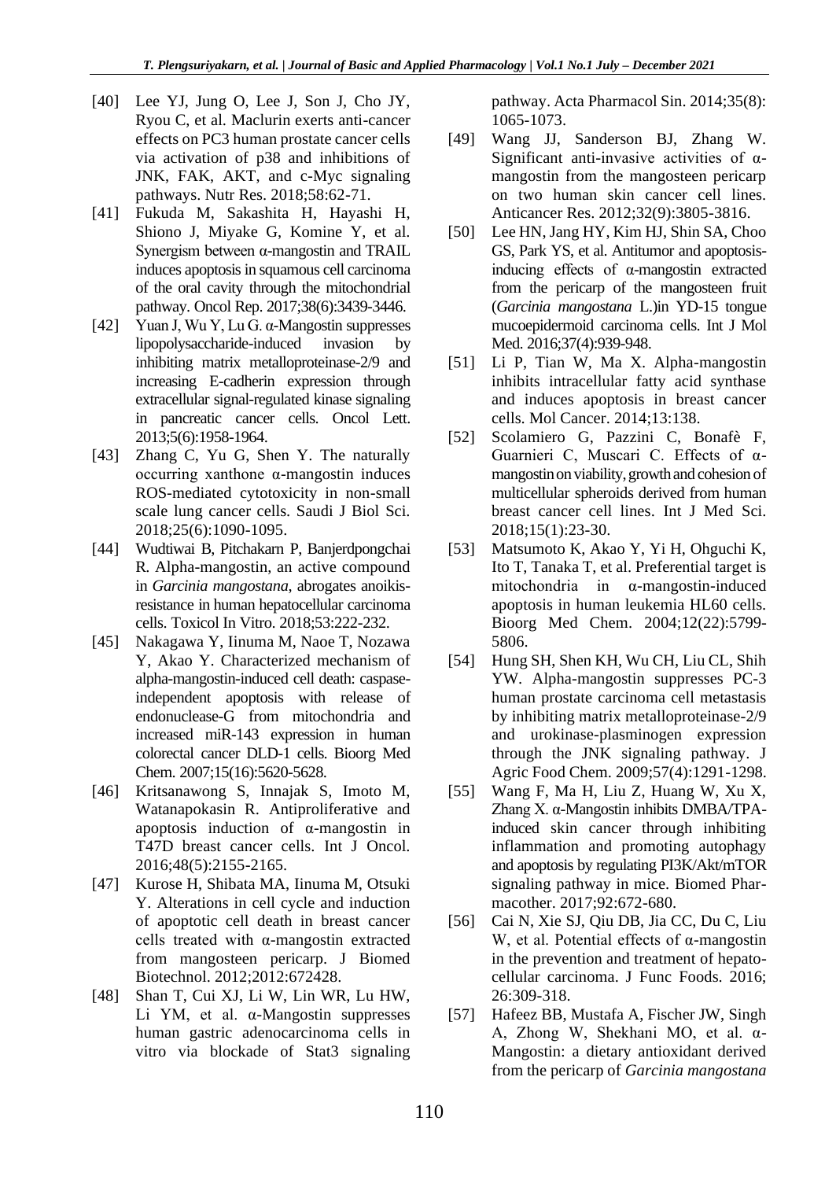[40] Lee YJ, Jung O, Lee J, Son J, Cho JY, Ryou C, et al. Maclurin exerts anti-cancer effects on PC3 human prostate cancer cells via activation of p38 and inhibitions of JNK, FAK, AKT, and c-Myc signaling pathways. Nutr Res. 2018;58:62-71.

[41] Fukuda M, Sakashita H, Hayashi H, Shiono J, Miyake G, Komine Y, et al. Synergism between α-mangostin and TRAIL induces apoptosis in squamous cell carcinoma of the oral cavity through the mitochondrial pathway. Oncol Rep. 2017;38(6):3439-3446.

[42] Yuan J, Wu Y, Lu G. α-Mangostin suppresses lipopolysaccharide-induced invasion by inhibiting matrix metalloproteinase-2/9 and increasing E-cadherin expression through extracellular signal-regulated kinase signaling in pancreatic cancer cells. Oncol Lett. 2013;5(6):1958-1964.

[43] Zhang C, Yu G, Shen Y. The naturally occurring xanthone α-mangostin induces ROS-mediated cytotoxicity in non-small scale lung cancer cells. Saudi J Biol Sci. 2018;25(6):1090-1095.

[44] Wudtiwai B, Pitchakarn P, Banjerdpongchai R. Alpha-mangostin, an active compound in *Garcinia mangostana*, abrogates anoikis-resistance in human hepatocellular carcinoma cells. Toxicol In Vitro. 2018;53:222-232.

[45] Nakagawa Y, Iinuma M, Naoe T, Nozawa Y, Akao Y. Characterized mechanism of alpha-mangostin-induced cell death: caspase-independent apoptosis with release of endonuclease-G from mitochondria and increased miR-143 expression in human colorectal cancer DLD-1 cells. Bioorg Med Chem. 2007;15(16):5620-5628.

[46] Kritsanawong S, Innajak S, Imoto M, Watanapokasin R. Antiproliferative and apoptosis induction of α-mangostin in T47D breast cancer cells. Int J Oncol. 2016;48(5):2155-2165.

[47] Kurose H, Shibata MA, Iinuma M, Otsuki Y. Alterations in cell cycle and induction of apoptotic cell death in breast cancer cells treated with α-mangostin extracted from mangosteen pericarp. J Biomed Biotechnol. 2012;2012:672428.

[48] Shan T, Cui XJ, Li W, Lin WR, Lu HW, Li YM, et al. α-Mangostin suppresses human gastric adenocarcinoma cells in vitro via blockade of Stat3 signaling pathway. Acta Pharmacol Sin. 2014;35(8):1065-1073.

[49] Wang JJ, Sanderson BJ, Zhang W. Significant anti-invasive activities of α-mangostin from the mangosteen pericarp on two human skin cancer cell lines. Anticancer Res. 2012;32(9):3805-3816.

[50] Lee HN, Jang HY, Kim HJ, Shin SA, Choo GS, Park YS, et al. Antitumor and apoptosis-inducing effects of α-mangostin extracted from the pericarp of the mangosteen fruit (*Garcinia mangostana* L.)in YD-15 tongue mucoepidermoid carcinoma cells. Int J Mol Med. 2016;37(4):939-948.

[51] Li P, Tian W, Ma X. Alpha-mangostin inhibits intracellular fatty acid synthase and induces apoptosis in breast cancer cells. Mol Cancer. 2014;13:138.

[52] Scolamiero G, Pazzini C, Bonafè F, Guarnieri C, Muscari C. Effects of α-mangostin on viability, growth and cohesion of multicellular spheroids derived from human breast cancer cell lines. Int J Med Sci. 2018;15(1):23-30.

[53] Matsumoto K, Akao Y, Yi H, Ohguchi K, Ito T, Tanaka T, et al. Preferential target is mitochondria in α-mangostin-induced apoptosis in human leukemia HL60 cells. Bioorg Med Chem. 2004;12(22):5799-5806.

[54] Hung SH, Shen KH, Wu CH, Liu CL, Shih YW. Alpha-mangostin suppresses PC-3 human prostate carcinoma cell metastasis by inhibiting matrix metalloproteinase-2/9 and urokinase-plasminogen expression through the JNK signaling pathway. J Agric Food Chem. 2009;57(4):1291-1298.

[55] Wang F, Ma H, Liu Z, Huang W, Xu X, Zhang X. α-Mangostin inhibits DMBA/TPA-induced skin cancer through inhibiting inflammation and promoting autophagy and apoptosis by regulating PI3K/Akt/mTOR signaling pathway in mice. Biomed Pharmacother. 2017;92:672-680.

[56] Cai N, Xie SJ, Qiu DB, Jia CC, Du C, Liu W, et al. Potential effects of α-mangostin in the prevention and treatment of hepatocellular carcinoma. J Func Foods. 2016; 26:309-318.

[57] Hafeez BB, Mustafa A, Fischer JW, Singh A, Zhong W, Shekhani MO, et al. α-Mangostin: a dietary antioxidant derived from the pericarp of *Garcinia mangostana*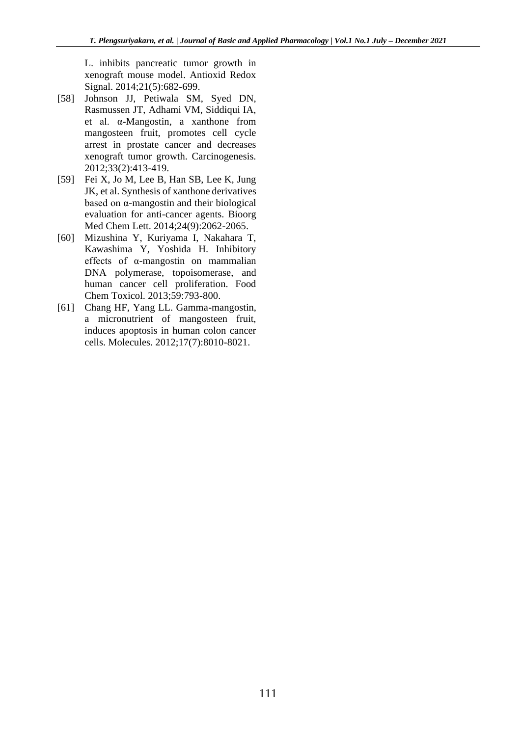L. inhibits pancreatic tumor growth in xenograft mouse model. Antioxid Redox Signal. 2014;21(5):682-699.

[58] Johnson JJ, Petiwala SM, Syed DN, Rasmussen JT, Adhami VM, Siddiqui IA, et al. α-Mangostin, a xanthone from mangosteen fruit, promotes cell cycle arrest in prostate cancer and decreases xenograft tumor growth. Carcinogenesis. 2012;33(2):413-419.

[59] Fei X, Jo M, Lee B, Han SB, Lee K, Jung JK, et al. Synthesis of xanthone derivatives based on α-mangostin and their biological evaluation for anti-cancer agents. Bioorg Med Chem Lett. 2014;24(9):2062-2065.

[60] Mizushina Y, Kuriyama I, Nakahara T, Kawashima Y, Yoshida H. Inhibitory effects of α-mangostin on mammalian DNA polymerase, topoisomerase, and human cancer cell proliferation. Food Chem Toxicol. 2013;59:793-800.

[61] Chang HF, Yang LL. Gamma-mangostin, a micronutrient of mangosteen fruit, induces apoptosis in human colon cancer cells. Molecules. 2012;17(7):8010-8021.